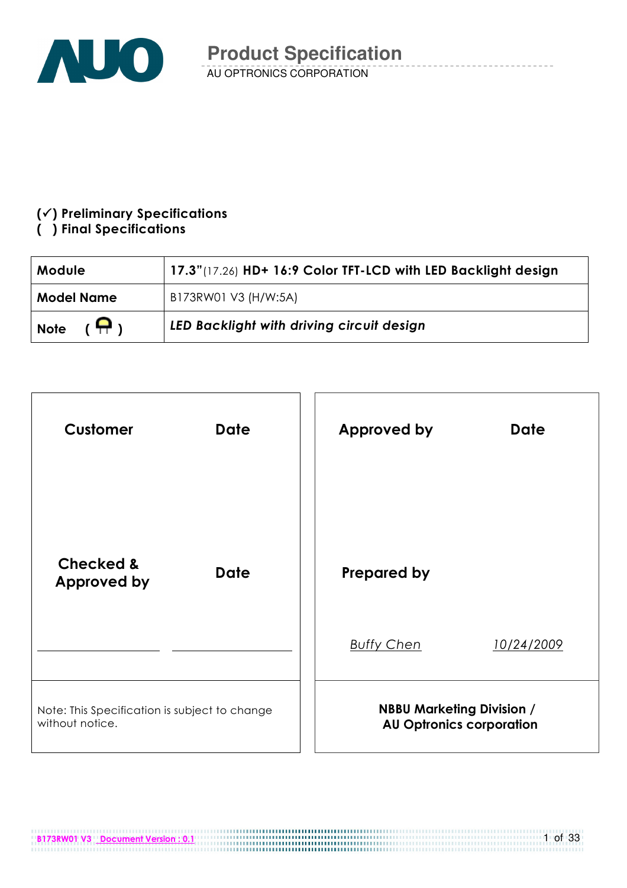# Product Specification

AU OPTRONICS CORPORATION

**(✓) Preliminary Specifications**
**(  ) Final Specifications**

| **Module** | **17.3"**(17.26) **HD+ 16:9 Color TFT-LCD with LED Backlight design** |
|---|---|
| **Model Name** | B173RW01 V3 (H/W:5A) |
| **Note ( )** | ***LED Backlight with driving circuit design*** |

| **Customer** | **Date** | **Approved by** | **Date** |
|---|---|---|---|
| **Checked & Approved by** | **Date** | **Prepared by** | |
| ________ | ________ | *Buffy Chen* | *10/24/2009* |
| Note: This Specification is subject to change without notice. | | **NBBU Marketing Division / AU Optronics corporation** | |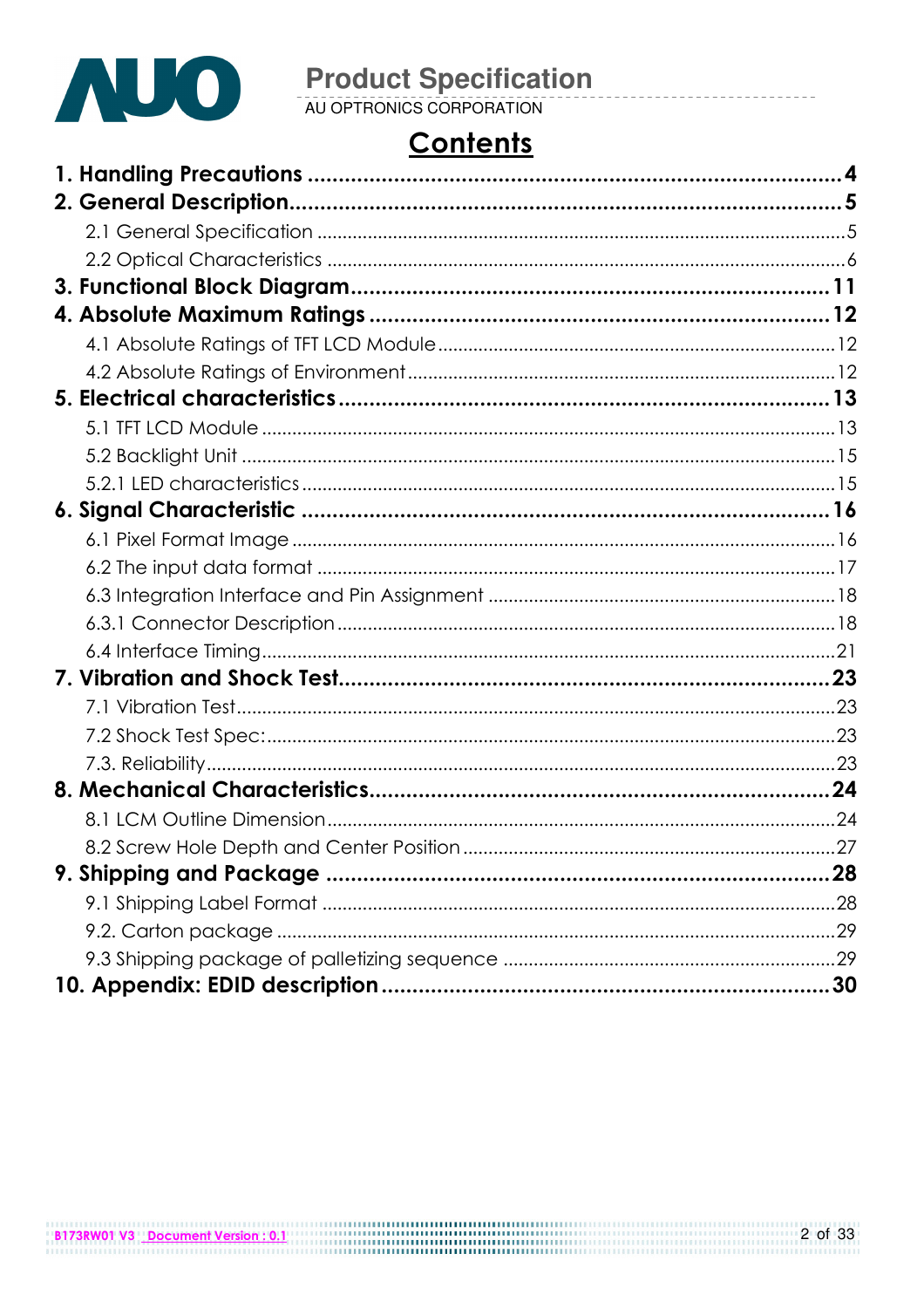# Contents

**1. Handling Precautions ........................................................................ 4**

**2. General Description........................................................................ 5**

- 2.1 General Specification ........................................................................ 5
- 2.2 Optical Characteristics ........................................................................ 6

**3. Functional Block Diagram........................................................................ 11**

**4. Absolute Maximum Ratings ........................................................................ 12**

- 4.1 Absolute Ratings of TFT LCD Module........................................................................ 12
- 4.2 Absolute Ratings of Environment........................................................................ 12

**5. Electrical characteristics........................................................................ 13**

- 5.1 TFT LCD Module ........................................................................ 13
- 5.2 Backlight Unit ........................................................................ 15
- 5.2.1 LED characteristics........................................................................ 15

**6. Signal Characteristic ........................................................................ 16**

- 6.1 Pixel Format Image ........................................................................ 16
- 6.2 The input data format ........................................................................ 17
- 6.3 Integration Interface and Pin Assignment ........................................................................ 18
- 6.3.1 Connector Description........................................................................ 18
- 6.4 Interface Timing........................................................................ 21

**7. Vibration and Shock Test........................................................................ 23**

- 7.1 Vibration Test........................................................................ 23
- 7.2 Shock Test Spec:........................................................................ 23
- 7.3. Reliability........................................................................ 23

**8. Mechanical Characteristics........................................................................ 24**

- 8.1 LCM Outline Dimension........................................................................ 24
- 8.2 Screw Hole Depth and Center Position........................................................................ 27

**9. Shipping and Package ........................................................................ 28**

- 9.1 Shipping Label Format ........................................................................ 28
- 9.2. Carton package ........................................................................ 29
- 9.3 Shipping package of palletizing sequence ........................................................................ 29

**10. Appendix: EDID description........................................................................ 30**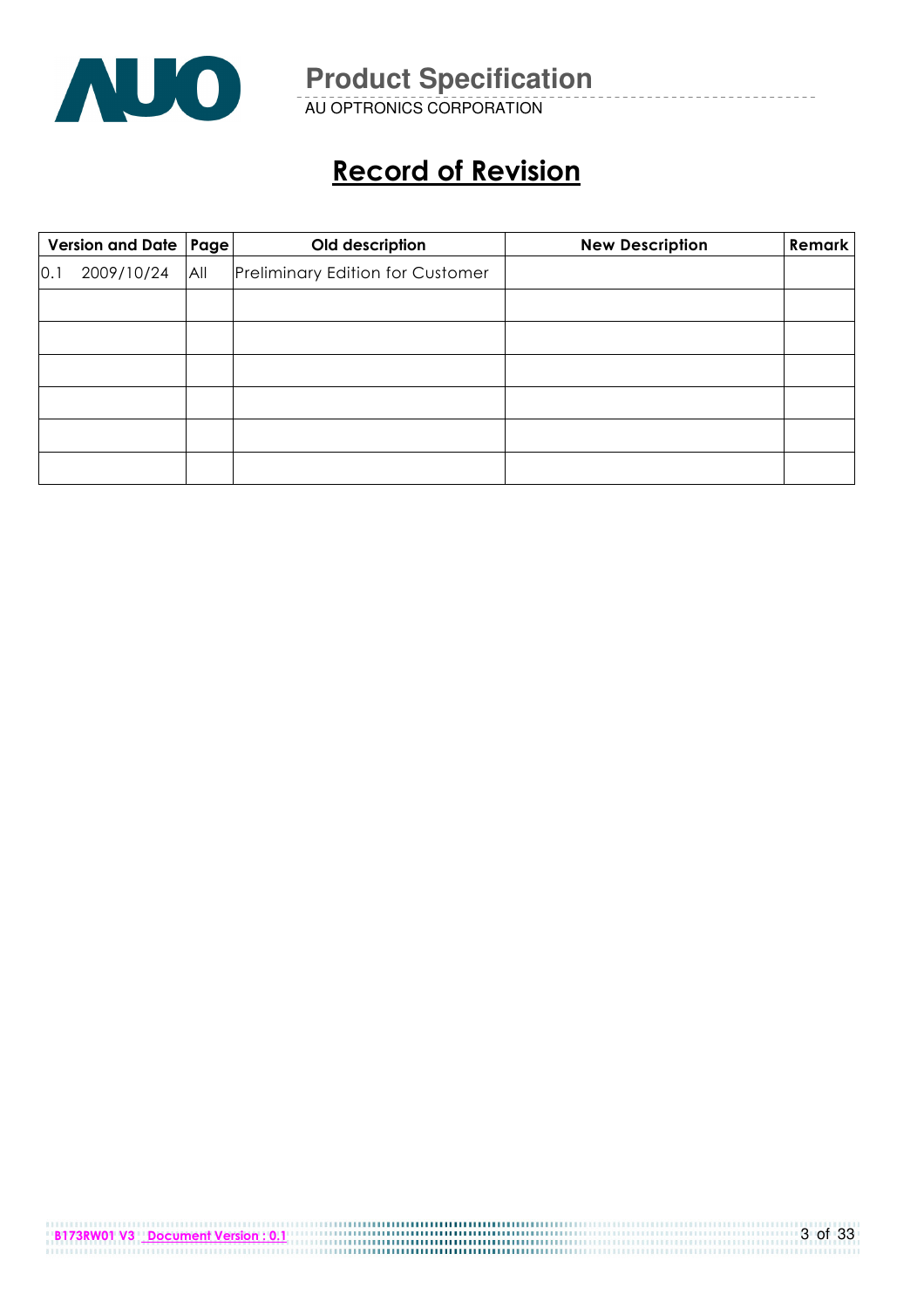# Record of Revision

| Version and Date | Page | Old description | New Description | Remark |
|---|---|---|---|---|
| 0.1 2009/10/24 | All | Preliminary Edition for Customer | | |
| | | | | |
| | | | | |
| | | | | |
| | | | | |
| | | | | |
| | | | | |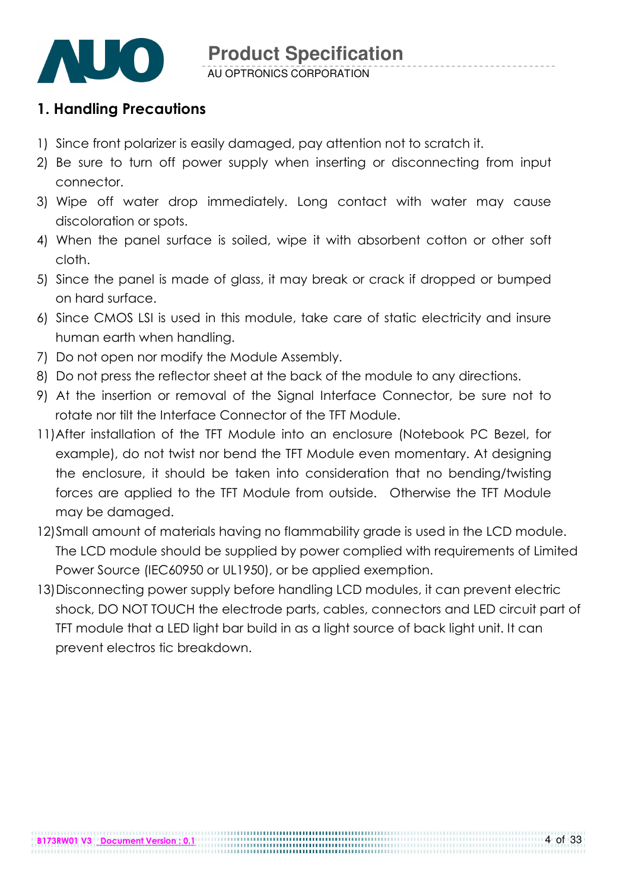## 1. Handling Precautions

1) Since front polarizer is easily damaged, pay attention not to scratch it.
2) Be sure to turn off power supply when inserting or disconnecting from input connector.
3) Wipe off water drop immediately. Long contact with water may cause discoloration or spots.
4) When the panel surface is soiled, wipe it with absorbent cotton or other soft cloth.
5) Since the panel is made of glass, it may break or crack if dropped or bumped on hard surface.
6) Since CMOS LSI is used in this module, take care of static electricity and insure human earth when handling.
7) Do not open nor modify the Module Assembly.
8) Do not press the reflector sheet at the back of the module to any directions.
9) At the insertion or removal of the Signal Interface Connector, be sure not to rotate nor tilt the Interface Connector of the TFT Module.

11) After installation of the TFT Module into an enclosure (Notebook PC Bezel, for example), do not twist nor bend the TFT Module even momentary. At designing the enclosure, it should be taken into consideration that no bending/twisting forces are applied to the TFT Module from outside. Otherwise the TFT Module may be damaged.
12) Small amount of materials having no flammability grade is used in the LCD module. The LCD module should be supplied by power complied with requirements of Limited Power Source (IEC60950 or UL1950), or be applied exemption.
13) Disconnecting power supply before handling LCD modules, it can prevent electric shock, DO NOT TOUCH the electrode parts, cables, connectors and LED circuit part of TFT module that a LED light bar build in as a light source of back light unit. It can prevent electros tic breakdown.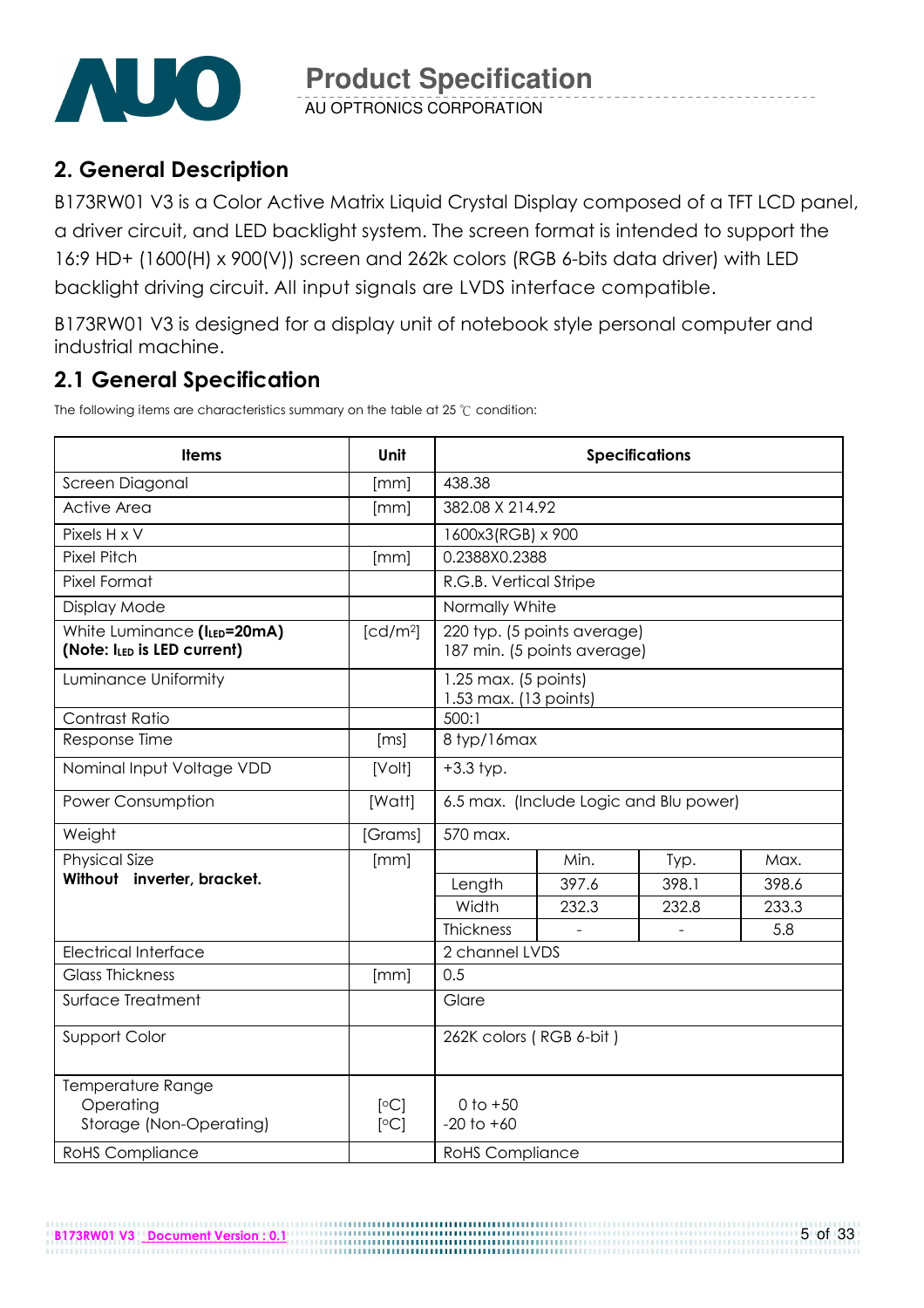## 2. General Description

B173RW01 V3 is a Color Active Matrix Liquid Crystal Display composed of a TFT LCD panel, a driver circuit, and LED backlight system. The screen format is intended to support the 16:9 HD+ (1600(H) x 900(V)) screen and 262k colors (RGB 6-bits data driver) with LED backlight driving circuit. All input signals are LVDS interface compatible.

B173RW01 V3 is designed for a display unit of notebook style personal computer and industrial machine.

## 2.1 General Specification

The following items are characteristics summary on the table at 25 ℃ condition:

| Items | Unit | Specifications | | | |
|---|---|---|---|---|---|
| Screen Diagonal | [mm] | 438.38 | | | |
| Active Area | [mm] | 382.08 X 214.92 | | | |
| Pixels H x V | | 1600x3(RGB) x 900 | | | |
| Pixel Pitch | [mm] | 0.2388X0.2388 | | | |
| Pixel Format | | R.G.B. Vertical Stripe | | | |
| Display Mode | | Normally White | | | |
| White Luminance (**$I_{LED}$=20mA**) **(Note: $I_{LED}$ is LED current)** | [cd/m²] | 220 typ. (5 points average)<br>187 min. (5 points average) | | | |
| Luminance Uniformity | | 1.25 max. (5 points)<br>1.53 max. (13 points) | | | |
| Contrast Ratio | | 500:1 | | | |
| Response Time | [ms] | 8 typ/16max | | | |
| Nominal Input Voltage VDD | [Volt] | +3.3 typ. | | | |
| Power Consumption | [Watt] | 6.5 max. (Include Logic and Blu power) | | | |
| Weight | [Grams] | 570 max. | | | |
| Physical Size **Without inverter, bracket.** | [mm] | | Min. | Typ. | Max. |
| | | Length | 397.6 | 398.1 | 398.6 |
| | | Width | 232.3 | 232.8 | 233.3 |
| | | Thickness | - | - | 5.8 |
| Electrical Interface | | 2 channel LVDS | | | |
| Glass Thickness | [mm] | 0.5 | | | |
| Surface Treatment | | Glare | | | |
| Support Color | | 262K colors ( RGB 6-bit ) | | | |
| Temperature Range<br>Operating<br>Storage (Non-Operating) | <br>[°C]<br>[°C] | <br>0 to +50<br>-20 to +60 | | | |
| RoHS Compliance | | RoHS Compliance | | | |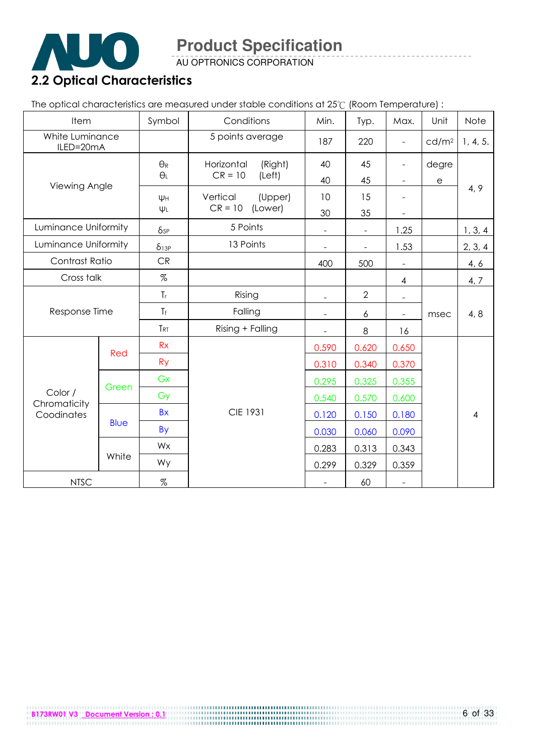## 2.2 Optical Characteristics

The optical characteristics are measured under stable conditions at 25℃ (Room Temperature) :

| Item | | Symbol | Conditions | Min. | Typ. | Max. | Unit | Note |
|---|---|---|---|---|---|---|---|---|
| White Luminance ILED=20mA | | | 5 points average | 187 | 220 | - | cd/m² | 1, 4, 5. |
| Viewing Angle | | $\theta_R$ | Horizontal (Right) CR = 10 | 40 | 45 | - | degree | 4, 9 |
| | | $\theta_L$ | (Left) | 40 | 45 | - | | |
| | | $\psi_H$ | Vertical (Upper) CR = 10 | 10 | 15 | - | | |
| | | $\psi_L$ | (Lower) | 30 | 35 | - | | |
| Luminance Uniformity | | $\delta_{5P}$ | 5 Points | - | - | 1.25 | | 1, 3, 4 |
| Luminance Uniformity | | $\delta_{13P}$ | 13 Points | - | - | 1.53 | | 2, 3, 4 |
| Contrast Ratio | | CR | | 400 | 500 | - | | 4, 6 |
| Cross talk | | % | | | | 4 | | 4, 7 |
| Response Time | | $T_r$ | Rising | - | 2 | - | msec | 4, 8 |
| | | $T_f$ | Falling | - | 6 | - | | |
| | | $T_{RT}$ | Rising + Falling | - | 8 | 16 | | |
| Color / Chromaticity Coodinates | Red | Rx | CIE 1931 | 0.590 | 0.620 | 0.650 | | 4 |
| | | Ry | | 0.310 | 0.340 | 0.370 | | |
| | Green | Gx | | 0.295 | 0.325 | 0.355 | | |
| | | Gy | | 0.540 | 0.570 | 0.600 | | |
| | Blue | Bx | | 0.120 | 0.150 | 0.180 | | |
| | | By | | 0.030 | 0.060 | 0.090 | | |
| | White | Wx | | 0.283 | 0.313 | 0.343 | | |
| | | Wy | | 0.299 | 0.329 | 0.359 | | |
| NTSC | | % | | - | 60 | - | | |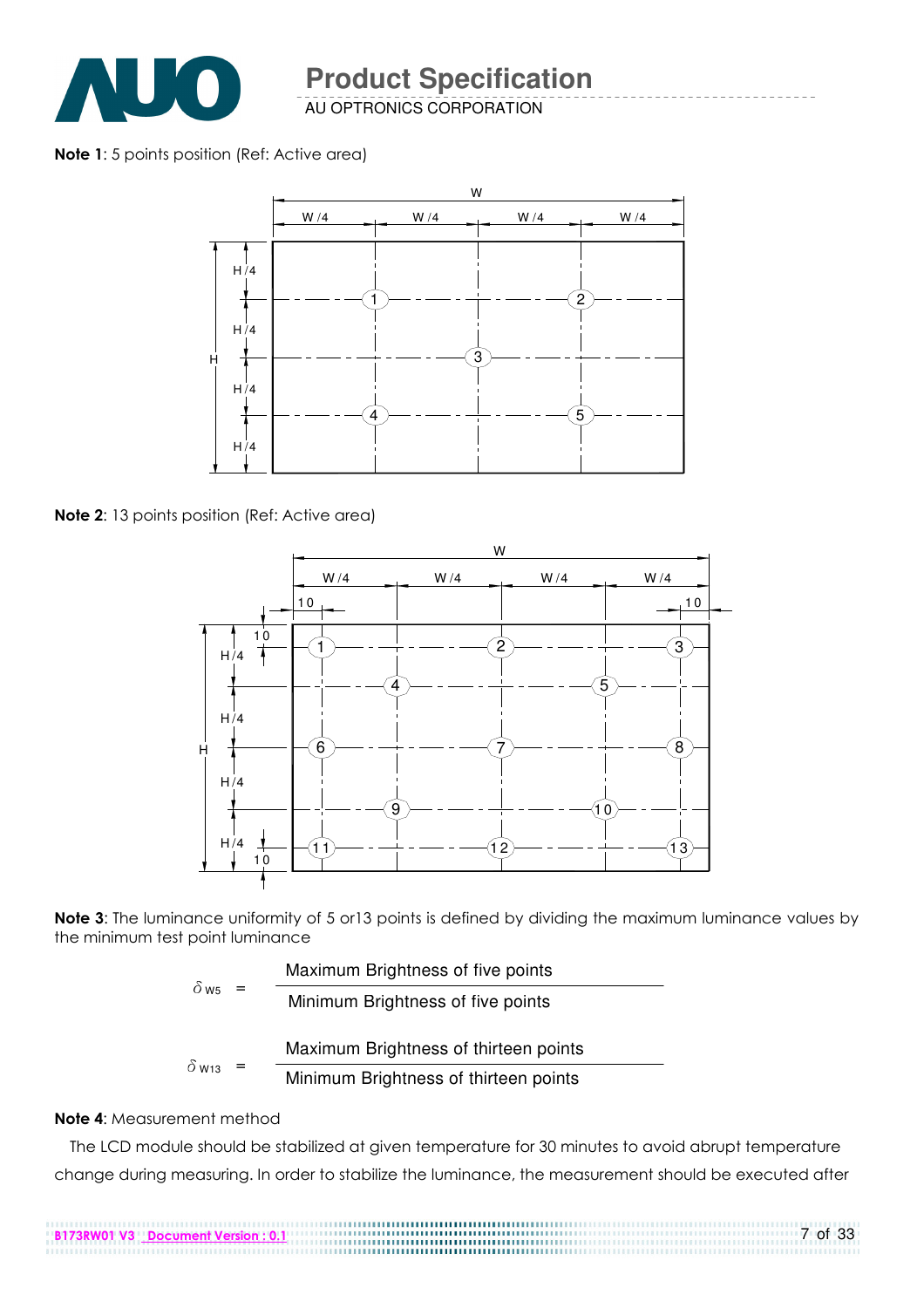**Note 1**: 5 points position (Ref: Active area)

**Note 2**: 13 points position (Ref: Active area)

**Note 3**: The luminance uniformity of 5 or13 points is defined by dividing the maximum luminance values by the minimum test point luminance

$$\delta_{W5} = \frac{\text{Maximum Brightness of five points}}{\text{Minimum Brightness of five points}}$$

$$\delta_{W13} = \frac{\text{Maximum Brightness of thirteen points}}{\text{Minimum Brightness of thirteen points}}$$

**Note 4**: Measurement method

The LCD module should be stabilized at given temperature for 30 minutes to avoid abrupt temperature change during measuring. In order to stabilize the luminance, the measurement should be executed after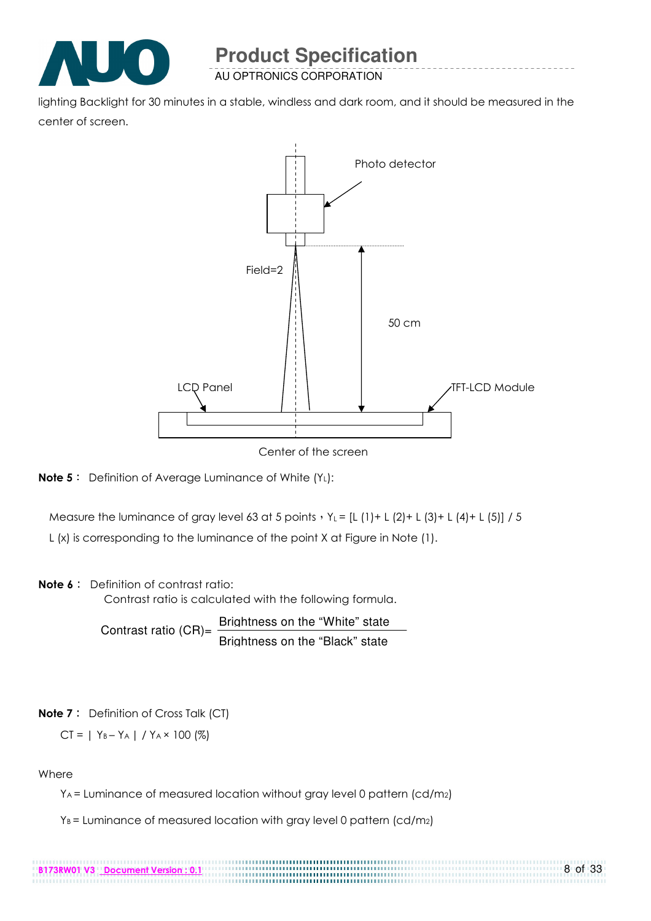lighting Backlight for 30 minutes in a stable, windless and dark room, and it should be measured in the center of screen.

Photo detector

Field=2

50 cm

LCD Panel

TFT-LCD Module

Center of the screen

**Note 5：** Definition of Average Luminance of White ($Y_L$):

Measure the luminance of gray level 63 at 5 points，$Y_L$ = [L (1)+ L (2)+ L (3)+ L (4)+ L (5)] / 5

L (x) is corresponding to the luminance of the point X at Figure in Note (1).

**Note 6：** Definition of contrast ratio:

Contrast ratio is calculated with the following formula.

$$\text{Contrast ratio (CR)} = \frac{\text{Brightness on the "White" state}}{\text{Brightness on the "Black" state}}$$

**Note 7：** Definition of Cross Talk (CT)

$$CT = | Y_B - Y_A | / Y_A \times 100\ (\%)$$

Where

$Y_A$ = Luminance of measured location without gray level 0 pattern (cd/m2)

$Y_B$ = Luminance of measured location with gray level 0 pattern (cd/m2)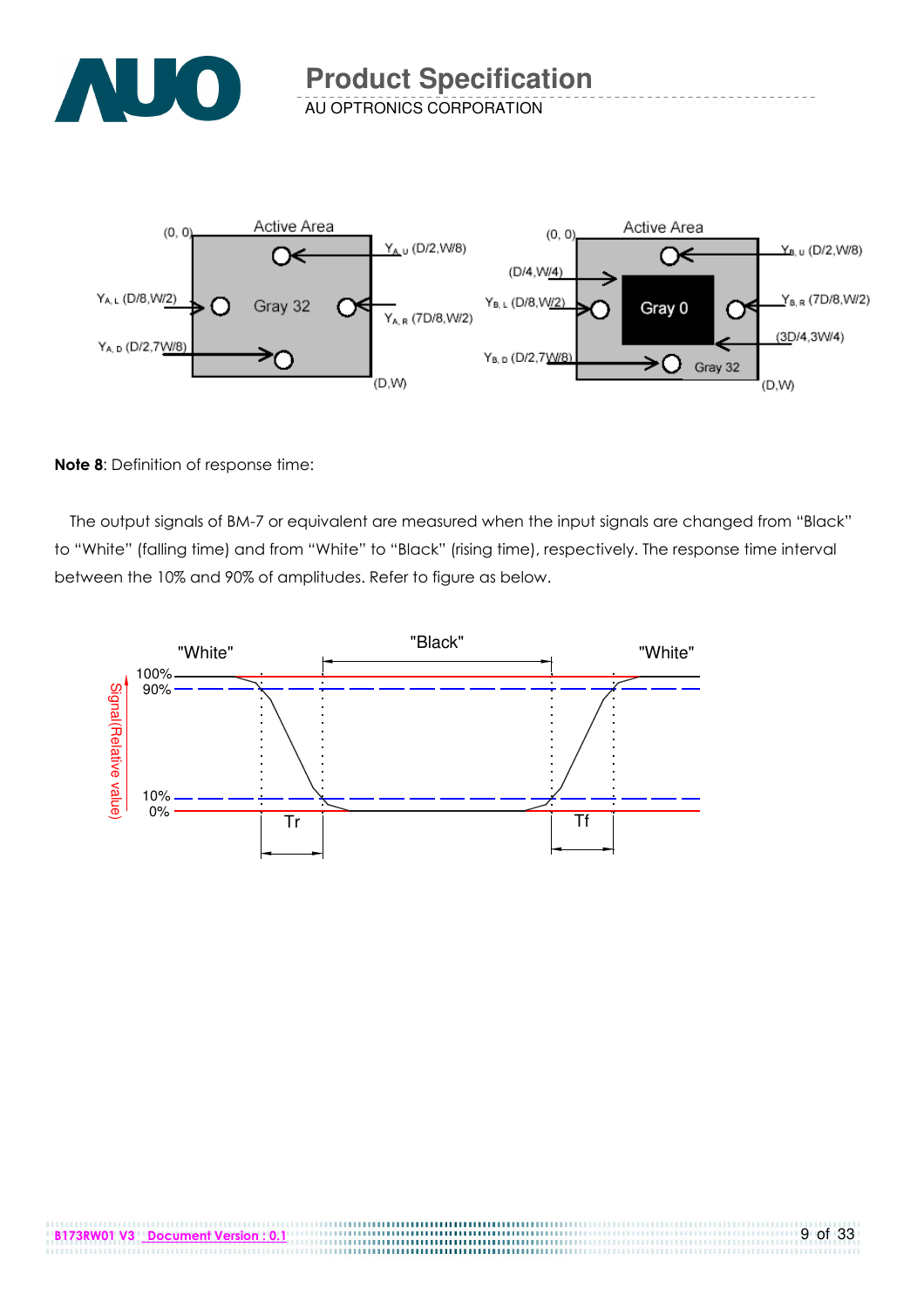**Note 8**: Definition of response time:

The output signals of BM-7 or equivalent are measured when the input signals are changed from "Black" to "White" (falling time) and from "White" to "Black" (rising time), respectively. The response time interval between the 10% and 90% of amplitudes. Refer to figure as below.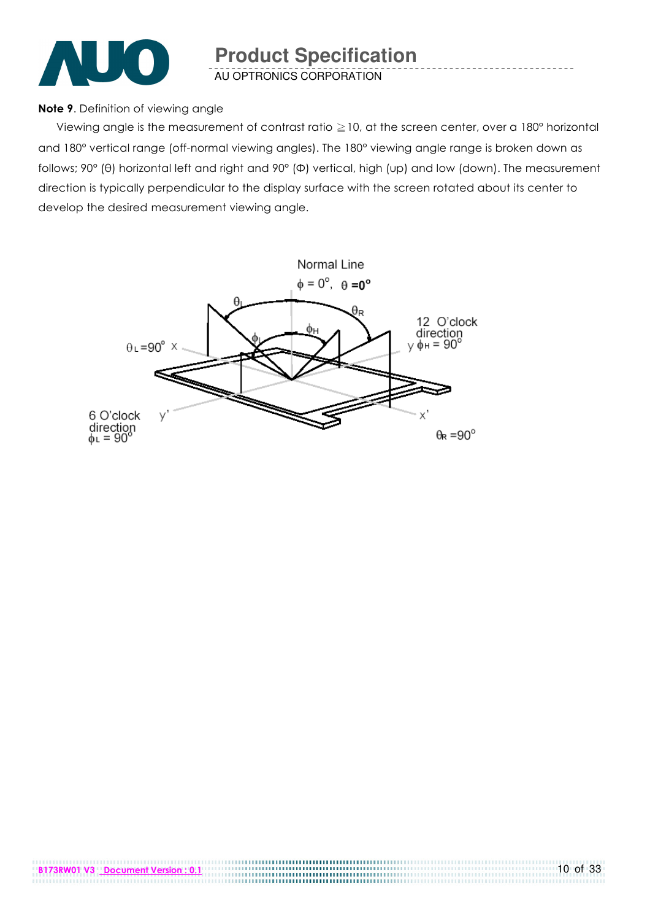**Note 9**. Definition of viewing angle

Viewing angle is the measurement of contrast ratio ≧10, at the screen center, over a 180° horizontal and 180° vertical range (off-normal viewing angles). The 180° viewing angle range is broken down as follows; 90° (θ) horizontal left and right and 90° (Φ) vertical, high (up) and low (down). The measurement direction is typically perpendicular to the display surface with the screen rotated about its center to develop the desired measurement viewing angle.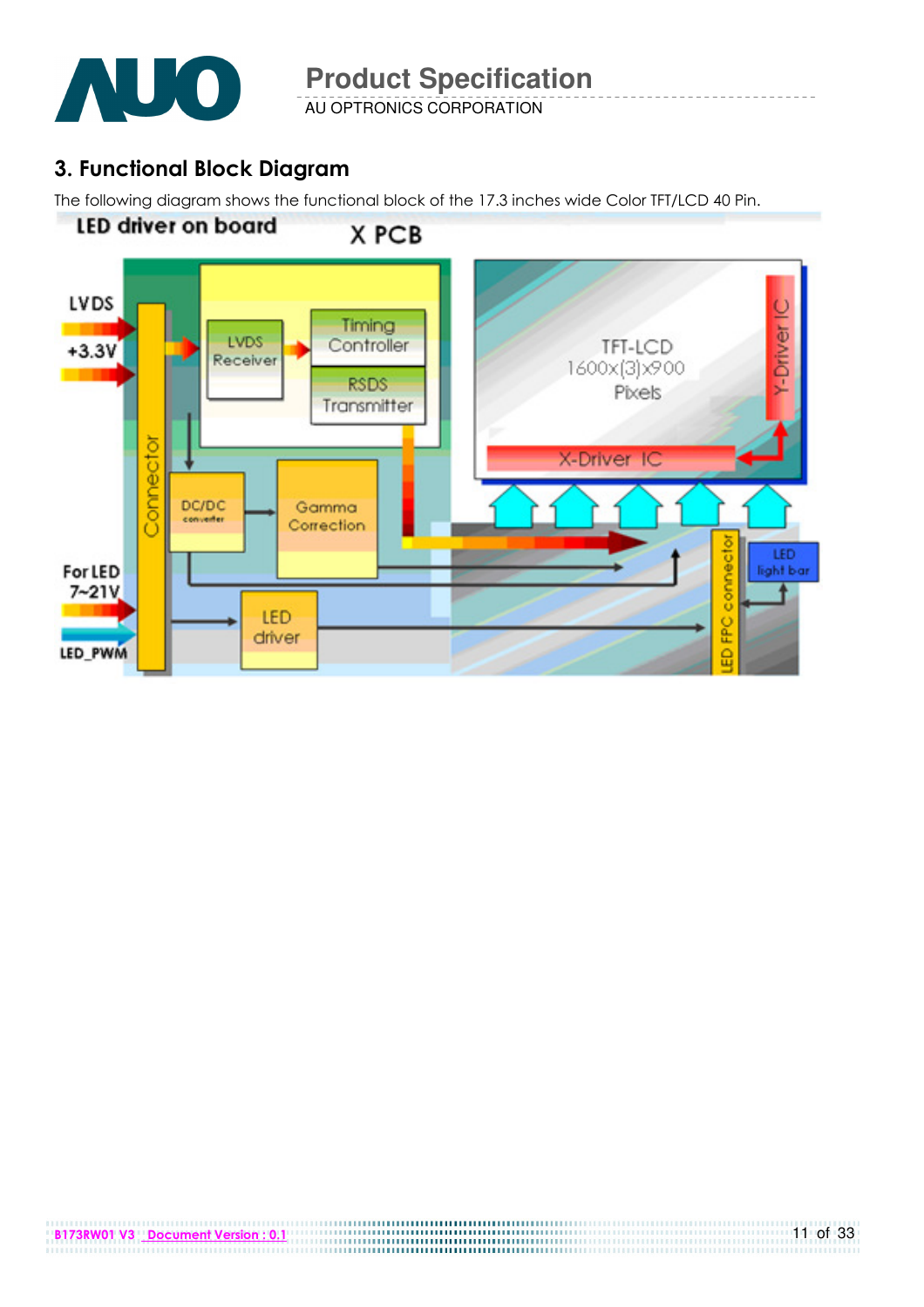## 3. Functional Block Diagram

The following diagram shows the functional block of the 17.3 inches wide Color TFT/LCD 40 Pin.

LED driver on board

X PCB

LVDS

+3.3V

Connector

LVDS Receiver

Timing Controller

RSDS Transmitter

DC/DC converter

Gamma Correction

For LED 7~21V

LED_PWM

LED driver

TFT-LCD 1600x(3)x900 Pixels

Y-Driver IC

X-Driver IC

LED FPC connector

LED light bar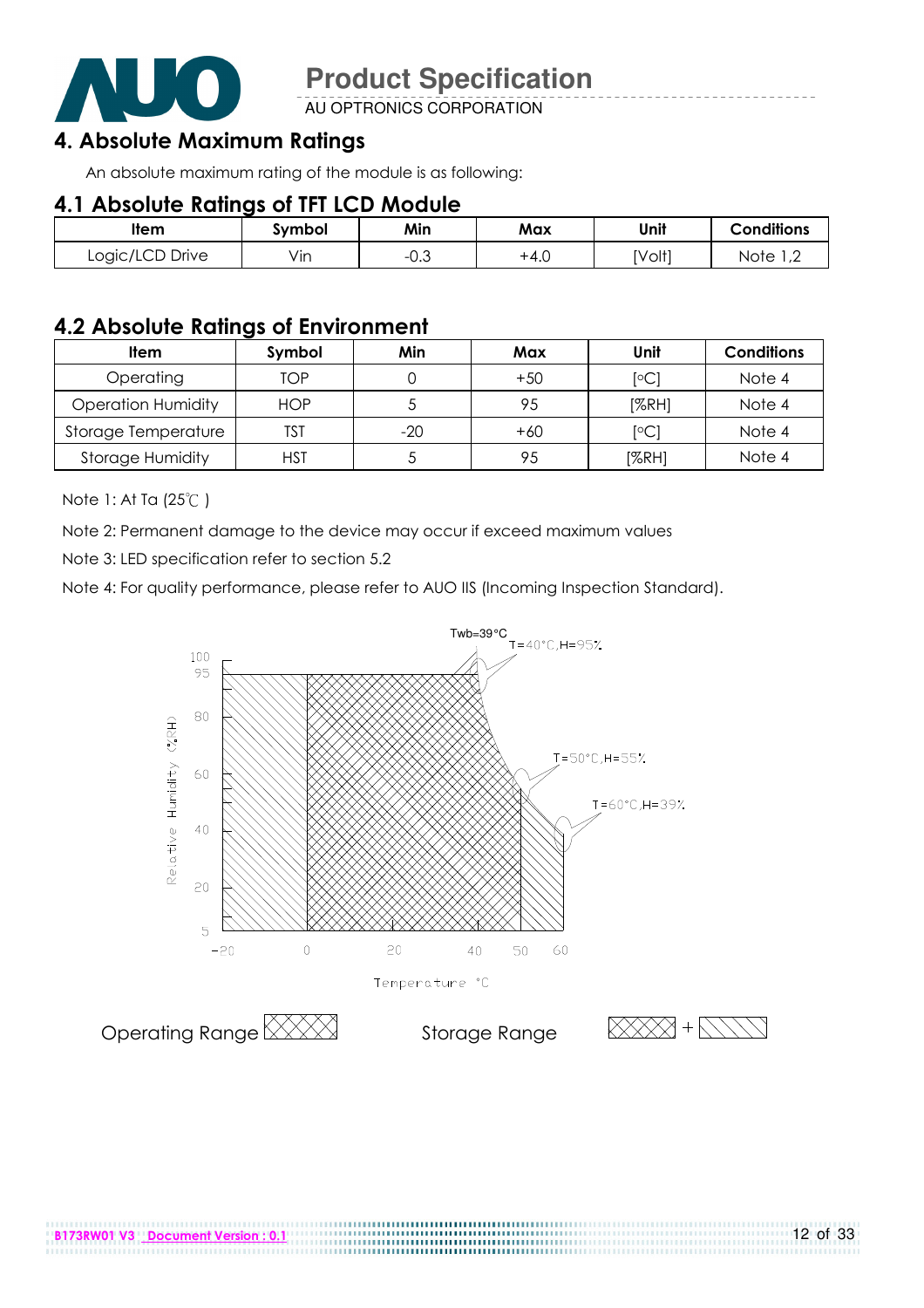## 4. Absolute Maximum Ratings

An absolute maximum rating of the module is as following:

### 4.1 Absolute Ratings of TFT LCD Module

| Item | Symbol | Min | Max | Unit | Conditions |
|---|---|---|---|---|---|
| Logic/LCD Drive | Vin | -0.3 | +4.0 | [Volt] | Note 1,2 |

### 4.2 Absolute Ratings of Environment

| Item | Symbol | Min | Max | Unit | Conditions |
|---|---|---|---|---|---|
| Operating | TOP | 0 | +50 | [°C] | Note 4 |
| Operation Humidity | HOP | 5 | 95 | [%RH] | Note 4 |
| Storage Temperature | TST | -20 | +60 | [°C] | Note 4 |
| Storage Humidity | HST | 5 | 95 | [%RH] | Note 4 |

Note 1: At Ta (25℃ )

Note 2: Permanent damage to the device may occur if exceed maximum values

Note 3: LED specification refer to section 5.2

Note 4: For quality performance, please refer to AUO IIS (Incoming Inspection Standard).

Twb=39°C

T=40°C,H=95%

T=50°C,H=55%

T=60°C,H=39%

Relative Humidity (%RH)

Temperature °C

Operating Range

Storage Range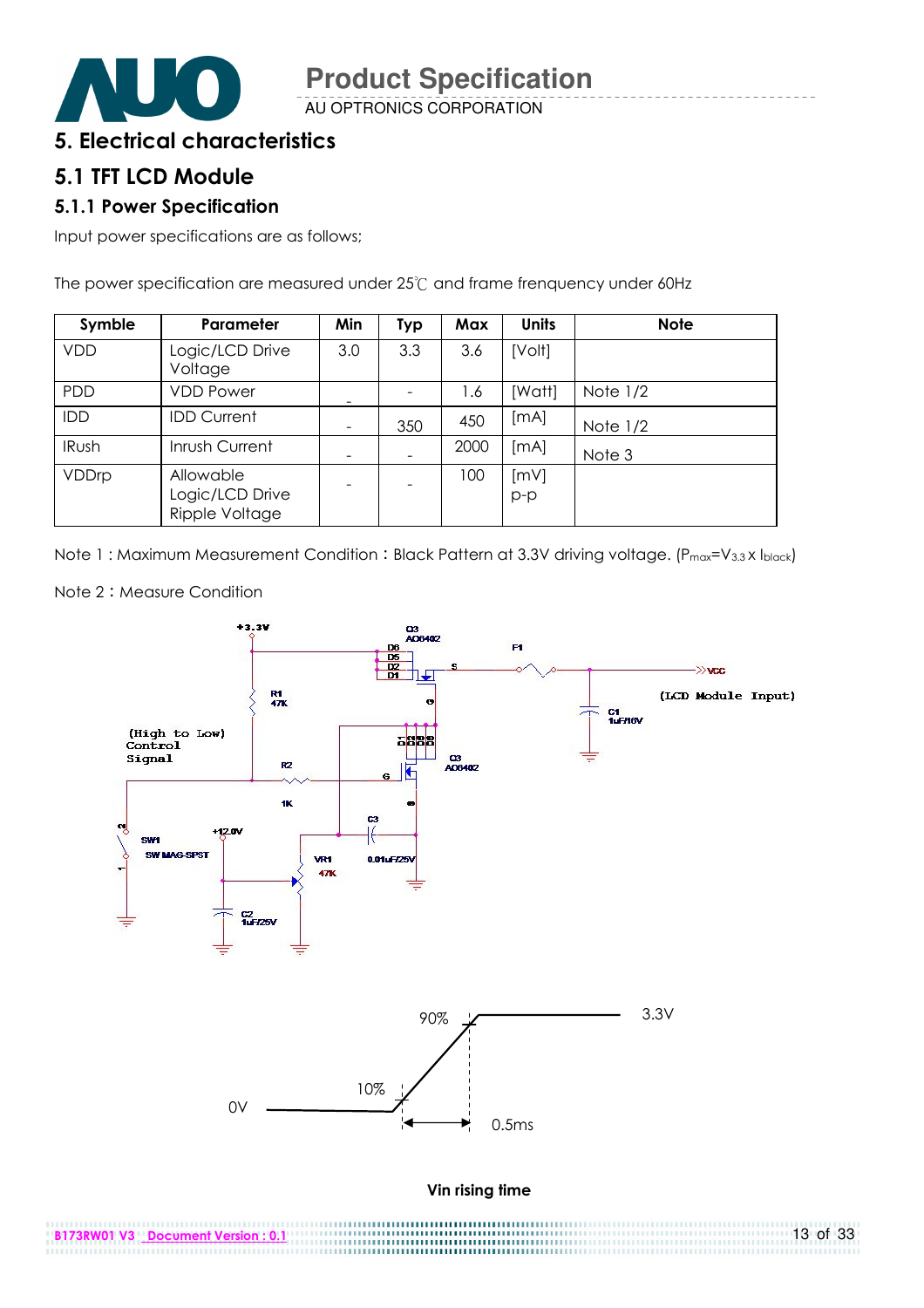# 5. Electrical characteristics

## 5.1 TFT LCD Module

### 5.1.1 Power Specification

Input power specifications are as follows;

The power specification are measured under 25℃ and frame frenquency under 60Hz

| Symble | Parameter | Min | Typ | Max | Units | Note |
|---|---|---|---|---|---|---|
| VDD | Logic/LCD Drive Voltage | 3.0 | 3.3 | 3.6 | [Volt] | |
| PDD | VDD Power | - | - | 1.6 | [Watt] | Note 1/2 |
| IDD | IDD Current | - | 350 | 450 | [mA] | Note 1/2 |
| IRush | Inrush Current | - | - | 2000 | [mA] | Note 3 |
| VDDrp | Allowable Logic/LCD Drive Ripple Voltage | - | - | 100 | [mV] p-p | |

Note 1 : Maximum Measurement Condition : Black Pattern at 3.3V driving voltage. ($P_{max}$=$V_{3.3}$ x $I_{black}$)

Note 2 : Measure Condition

Vin rising time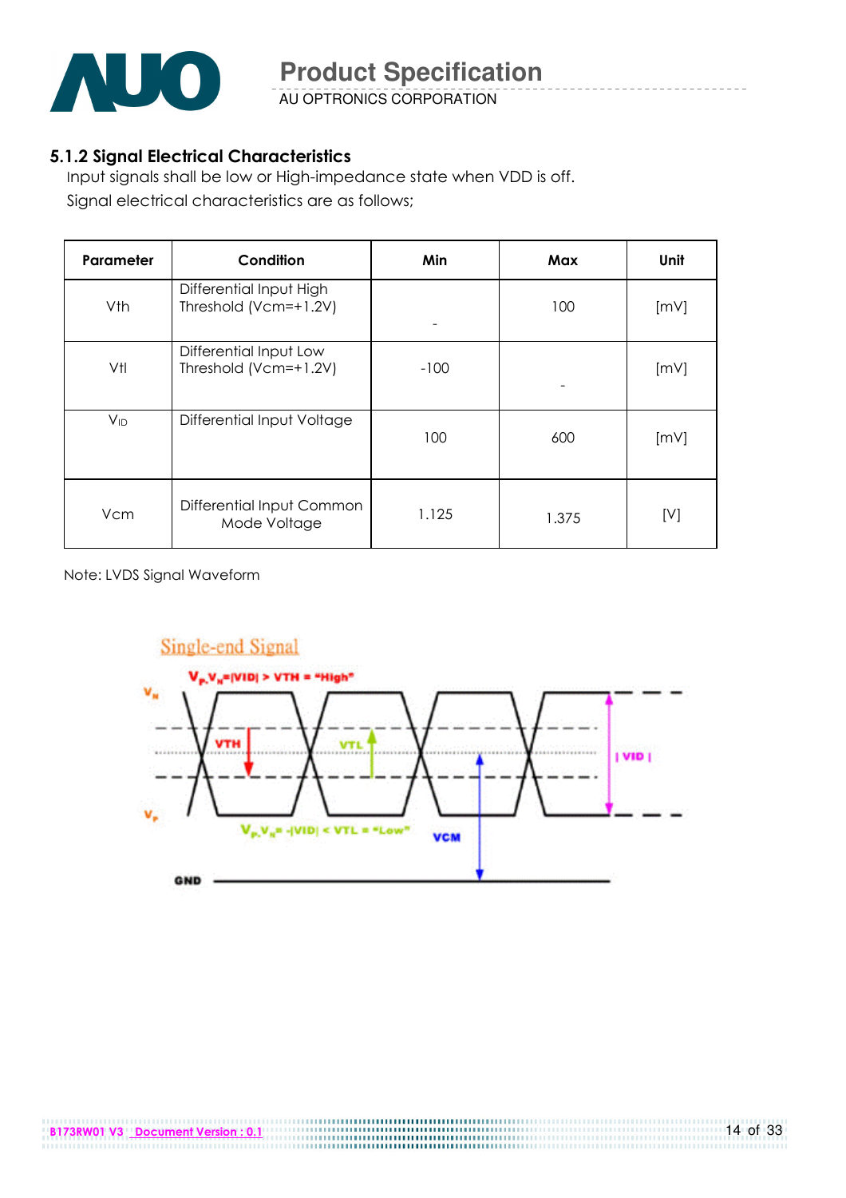### 5.1.2 Signal Electrical Characteristics

Input signals shall be low or High-impedance state when VDD is off.
Signal electrical characteristics are as follows;

| Parameter | Condition | Min | Max | Unit |
|---|---|---|---|---|
| Vth | Differential Input High Threshold (Vcm=+1.2V) | - | 100 | [mV] |
| Vtl | Differential Input Low Threshold (Vcm=+1.2V) | -100 | - | [mV] |
| $V_{ID}$ | Differential Input Voltage | 100 | 600 | [mV] |
| Vcm | Differential Input Common Mode Voltage | 1.125 | 1.375 | [V] |

Note: LVDS Signal Waveform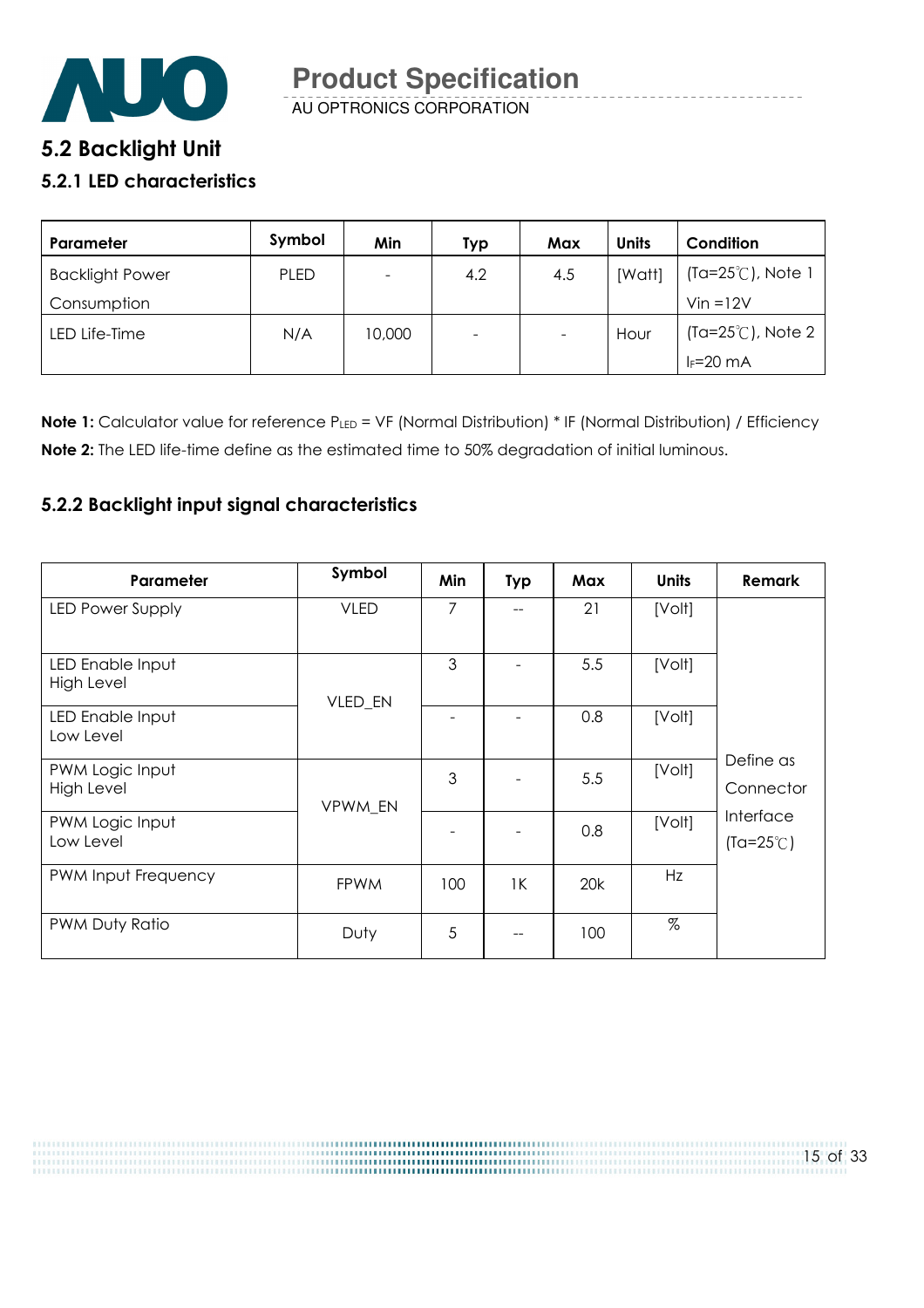## 5.2 Backlight Unit

### 5.2.1 LED characteristics

| Parameter | Symbol | Min | Typ | Max | Units | Condition |
|---|---|---|---|---|---|---|
| Backlight Power Consumption | PLED | - | 4.2 | 4.5 | [Watt] | (Ta=25℃), Note 1 Vin =12V |
| LED Life-Time | N/A | 10,000 | - | - | Hour | (Ta=25℃), Note 2 $I_F$=20 mA |

**Note 1:** Calculator value for reference $P_{LED}$ = VF (Normal Distribution) * IF (Normal Distribution) / Efficiency

**Note 2:** The LED life-time define as the estimated time to 50% degradation of initial luminous.

### 5.2.2 Backlight input signal characteristics

| Parameter | Symbol | Min | Typ | Max | Units | Remark |
|---|---|---|---|---|---|---|
| LED Power Supply | VLED | 7 | -- | 21 | [Volt] | Define as Connector Interface (Ta=25℃) |
| LED Enable Input High Level | VLED_EN | 3 | - | 5.5 | [Volt] | |
| LED Enable Input Low Level | | - | - | 0.8 | [Volt] | |
| PWM Logic Input High Level | VPWM_EN | 3 | - | 5.5 | [Volt] | |
| PWM Logic Input Low Level | | - | - | 0.8 | [Volt] | |
| PWM Input Frequency | FPWM | 100 | 1K | 20k | Hz | |
| PWM Duty Ratio | Duty | 5 | -- | 100 | % | |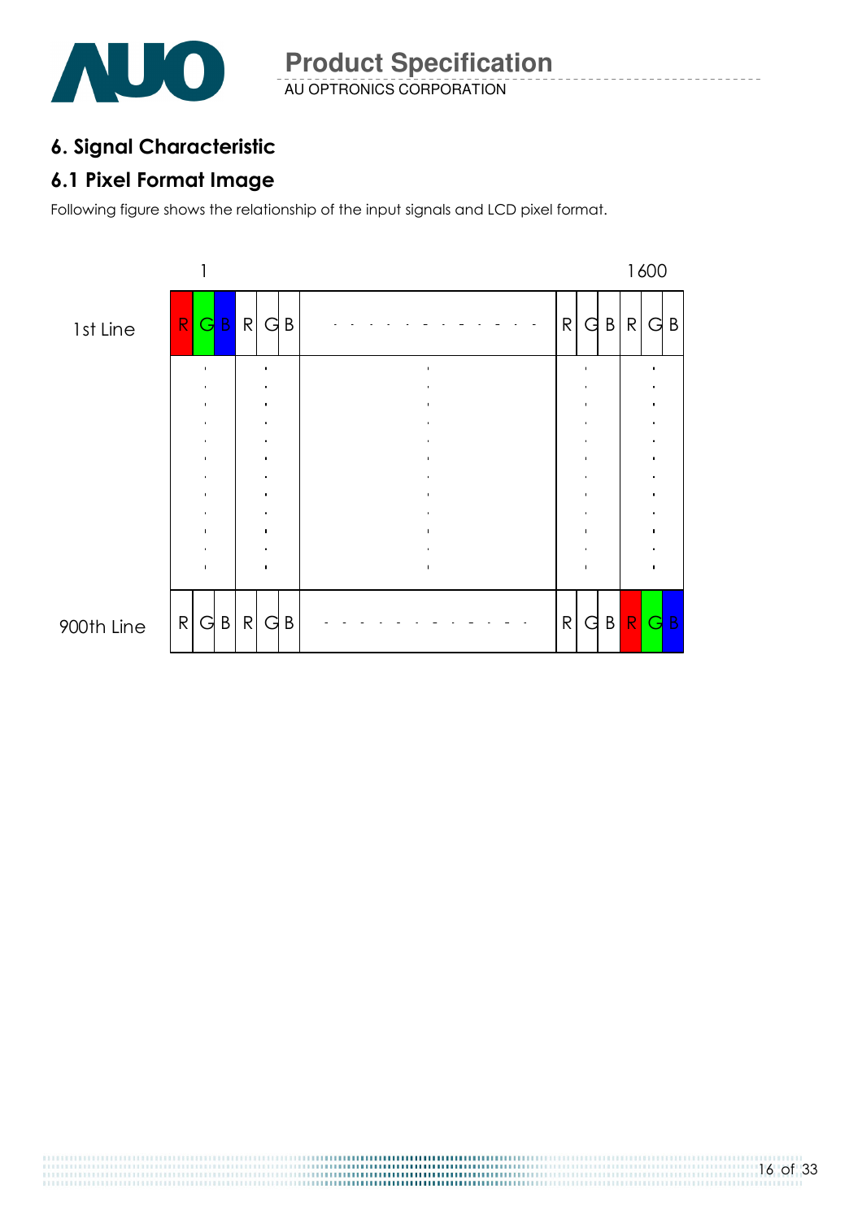## 6. Signal Characteristic

### 6.1 Pixel Format Image

Following figure shows the relationship of the input signals and LCD pixel format.

| | 1 | | | | | | | | 1600 | |
|---|---|---|---|---|---|---|---|---|---|---|
| 1st Line | R | G | B | R | G | B | - - - - - - - - - - - - | R | G | B | R | G | B |
| 900th Line | R | G | B | R | G | B | - - - - - - - - - - - - | R | G | B | R | G | B |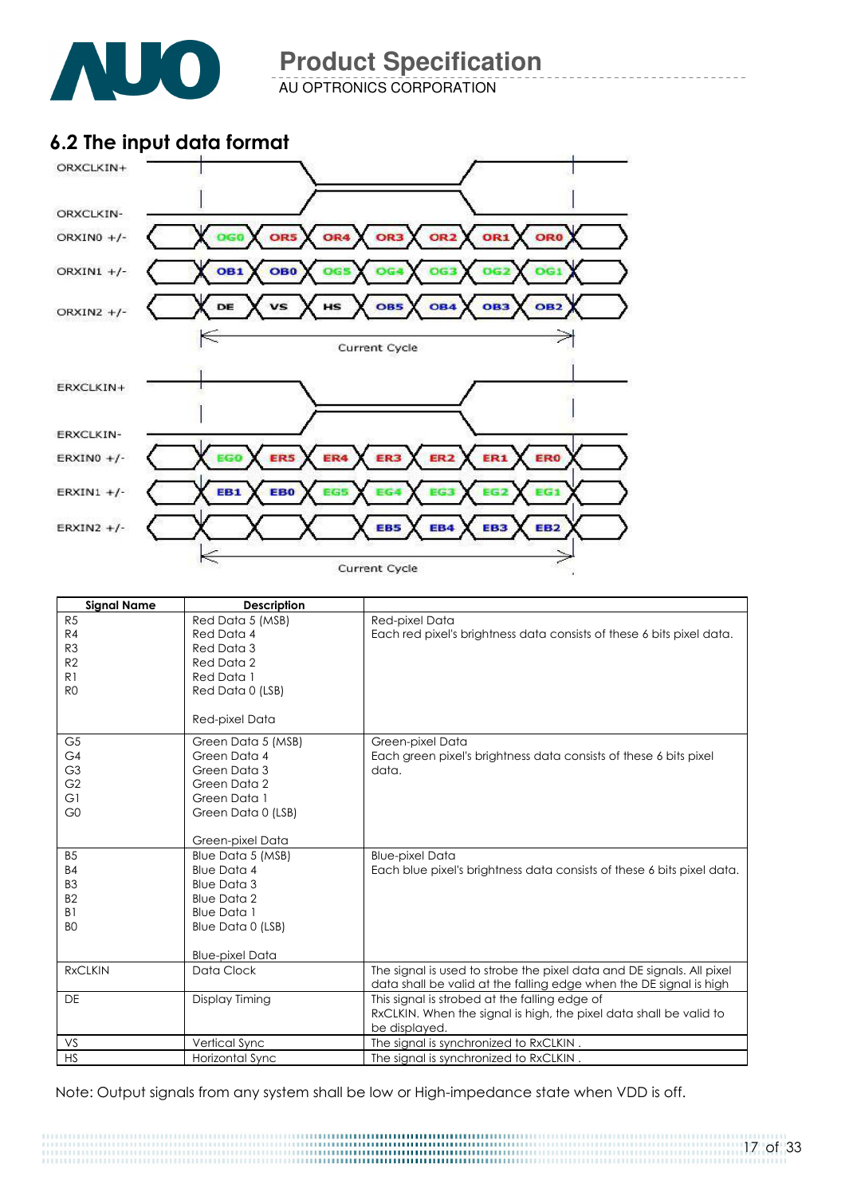## 6.2 The input data format

| Signal Name | Description | |
|---|---|---|
| R5<br>R4<br>R3<br>R2<br>R1<br>R0 | Red Data 5 (MSB)<br>Red Data 4<br>Red Data 3<br>Red Data 2<br>Red Data 1<br>Red Data 0 (LSB)<br><br>Red-pixel Data | Red-pixel Data<br>Each red pixel's brightness data consists of these 6 bits pixel data. |
| G5<br>G4<br>G3<br>G2<br>G1<br>G0 | Green Data 5 (MSB)<br>Green Data 4<br>Green Data 3<br>Green Data 2<br>Green Data 1<br>Green Data 0 (LSB)<br><br>Green-pixel Data | Green-pixel Data<br>Each green pixel's brightness data consists of these 6 bits pixel data. |
| B5<br>B4<br>B3<br>B2<br>B1<br>B0 | Blue Data 5 (MSB)<br>Blue Data 4<br>Blue Data 3<br>Blue Data 2<br>Blue Data 1<br>Blue Data 0 (LSB)<br><br>Blue-pixel Data | Blue-pixel Data<br>Each blue pixel's brightness data consists of these 6 bits pixel data. |
| RxCLKIN | Data Clock | The signal is used to strobe the pixel data and DE signals. All pixel data shall be valid at the falling edge when the DE signal is high |
| DE | Display Timing | This signal is strobed at the falling edge of RxCLKIN. When the signal is high, the pixel data shall be valid to be displayed. |
| VS | Vertical Sync | The signal is synchronized to RxCLKIN . |
| HS | Horizontal Sync | The signal is synchronized to RxCLKIN . |

Note: Output signals from any system shall be low or High-impedance state when VDD is off.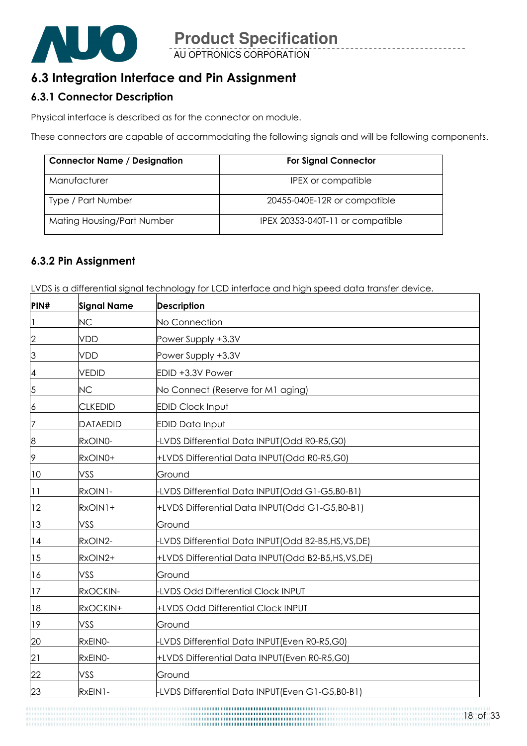## 6.3 Integration Interface and Pin Assignment

### 6.3.1 Connector Description

Physical interface is described as for the connector on module.

These connectors are capable of accommodating the following signals and will be following components.

| Connector Name / Designation | For Signal Connector |
|---|---|
| Manufacturer | IPEX or compatible |
| Type / Part Number | 20455-040E-12R or compatible |
| Mating Housing/Part Number | IPEX 20353-040T-11 or compatible |

### 6.3.2 Pin Assignment

LVDS is a differential signal technology for LCD interface and high speed data transfer device.

| PIN# | Signal Name | Description |
|---|---|---|
| 1 | NC | No Connection |
| 2 | VDD | Power Supply +3.3V |
| 3 | VDD | Power Supply +3.3V |
| 4 | VEDID | EDID +3.3V Power |
| 5 | NC | No Connect (Reserve for M1 aging) |
| 6 | CLKEDID | EDID Clock Input |
| 7 | DATAEDID | EDID Data Input |
| 8 | RxOIN0- | -LVDS Differential Data INPUT(Odd R0-R5,G0) |
| 9 | RxOIN0+ | +LVDS Differential Data INPUT(Odd R0-R5,G0) |
| 10 | VSS | Ground |
| 11 | RxOIN1- | -LVDS Differential Data INPUT(Odd G1-G5,B0-B1) |
| 12 | RxOIN1+ | +LVDS Differential Data INPUT(Odd G1-G5,B0-B1) |
| 13 | VSS | Ground |
| 14 | RxOIN2- | -LVDS Differential Data INPUT(Odd B2-B5,HS,VS,DE) |
| 15 | RxOIN2+ | +LVDS Differential Data INPUT(Odd B2-B5,HS,VS,DE) |
| 16 | VSS | Ground |
| 17 | RxOCKIN- | -LVDS Odd Differential Clock INPUT |
| 18 | RxOCKIN+ | +LVDS Odd Differential Clock INPUT |
| 19 | VSS | Ground |
| 20 | RxEIN0- | -LVDS Differential Data INPUT(Even R0-R5,G0) |
| 21 | RxEIN0- | +LVDS Differential Data INPUT(Even R0-R5,G0) |
| 22 | VSS | Ground |
| 23 | RxEIN1- | -LVDS Differential Data INPUT(Even G1-G5,B0-B1) |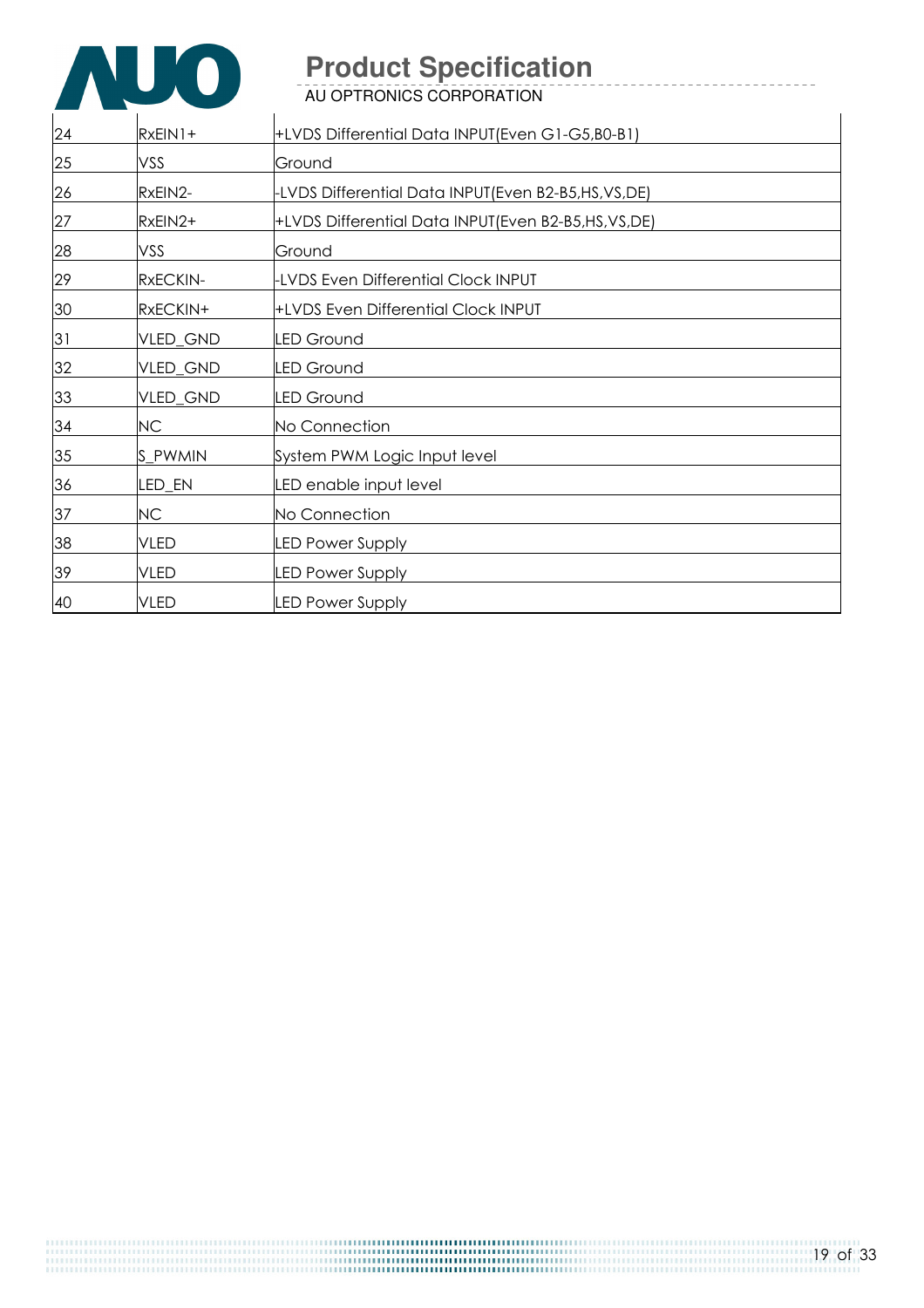| 24 | RxEIN1+ | +LVDS Differential Data INPUT(Even G1-G5,B0-B1) |
|---|---|---|
| 25 | VSS | Ground |
| 26 | RxEIN2- | -LVDS Differential Data INPUT(Even B2-B5,HS,VS,DE) |
| 27 | RxEIN2+ | +LVDS Differential Data INPUT(Even B2-B5,HS,VS,DE) |
| 28 | VSS | Ground |
| 29 | RxECKIN- | -LVDS Even Differential Clock INPUT |
| 30 | RxECKIN+ | +LVDS Even Differential Clock INPUT |
| 31 | VLED_GND | LED Ground |
| 32 | VLED_GND | LED Ground |
| 33 | VLED_GND | LED Ground |
| 34 | NC | No Connection |
| 35 | S_PWMIN | System PWM Logic Input level |
| 36 | LED_EN | LED enable input level |
| 37 | NC | No Connection |
| 38 | VLED | LED Power Supply |
| 39 | VLED | LED Power Supply |
| 40 | VLED | LED Power Supply |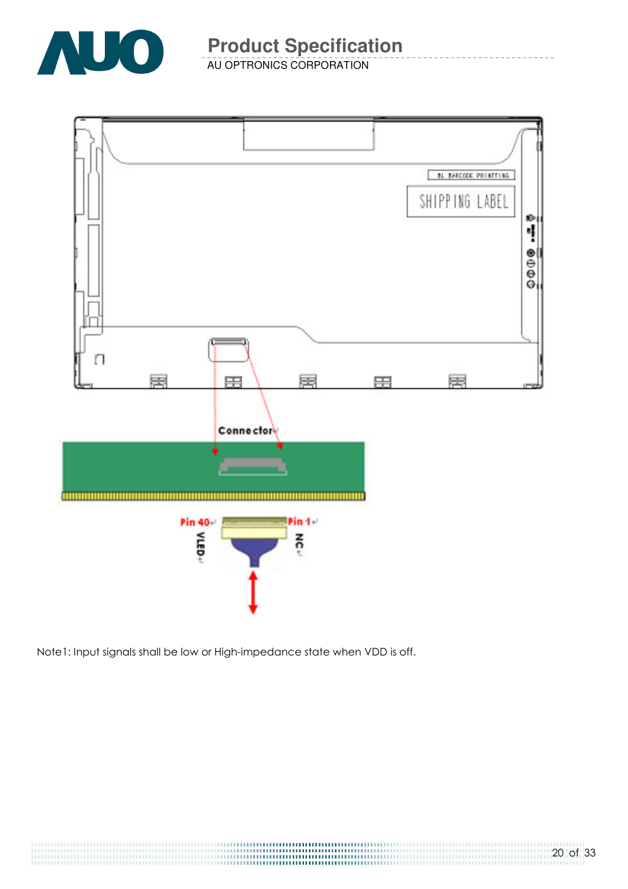Connector

Pin 40 VLED

Pin 1 NC

Note1: Input signals shall be low or High-impedance state when VDD is off.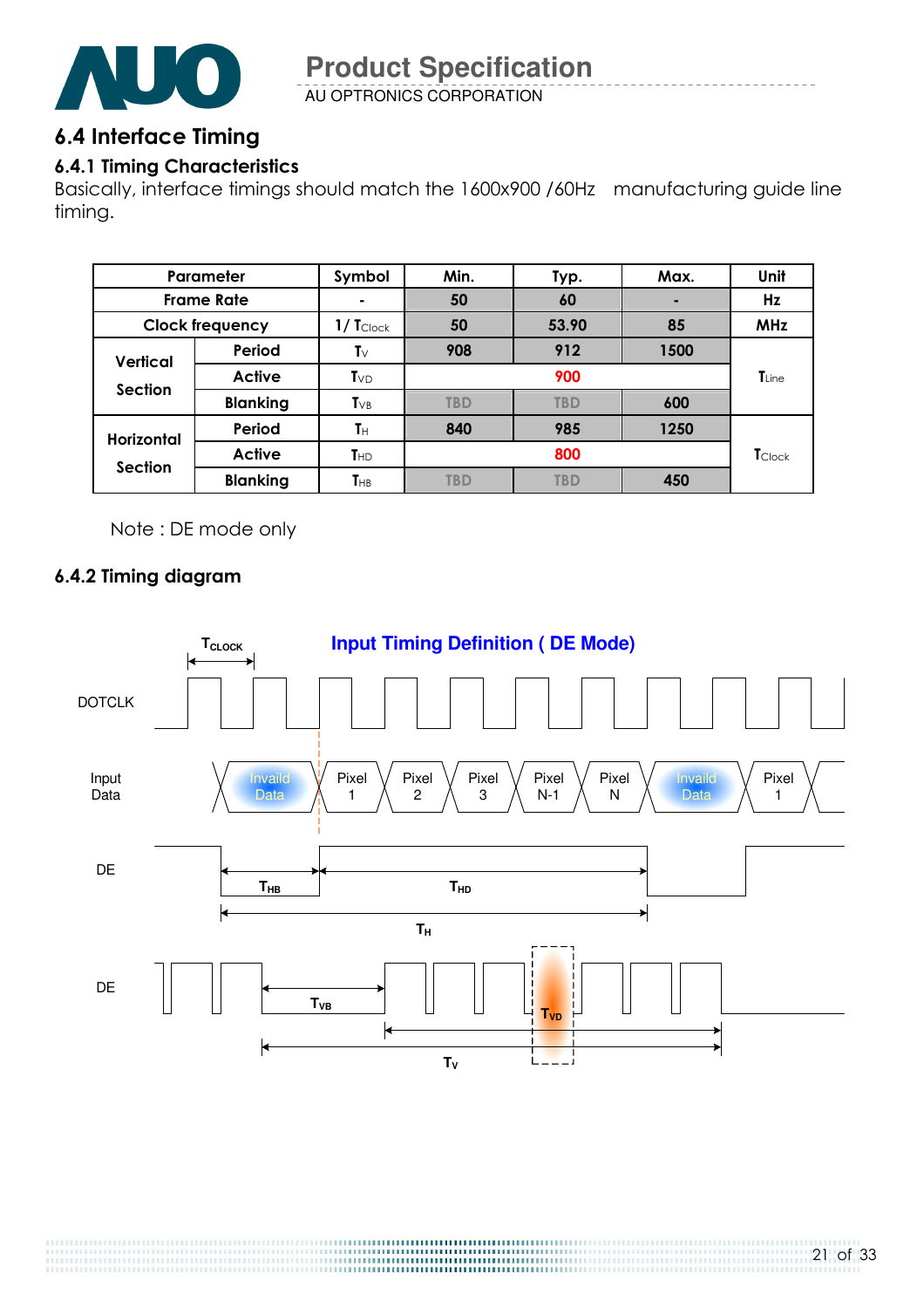## 6.4 Interface Timing

### 6.4.1 Timing Characteristics

Basically, interface timings should match the 1600x900 /60Hz manufacturing guide line timing.

| Parameter | | Symbol | Min. | Typ. | Max. | Unit |
|---|---|---|---|---|---|---|
| Frame Rate | | - | 50 | 60 | - | Hz |
| Clock frequency | | $1/T_{Clock}$ | 50 | 53.90 | 85 | MHz |
| Vertical Section | Period | $T_V$ | 908 | 912 | 1500 | $T_{Line}$ |
| | Active | $T_{VD}$ | | 900 | | |
| | Blanking | $T_{VB}$ | TBD | TBD | 600 | |
| Horizontal Section | Period | $T_H$ | 840 | 985 | 1250 | $T_{Clock}$ |
| | Active | $T_{HD}$ | | 800 | | |
| | Blanking | $T_{HB}$ | TBD | TBD | 450 | |

Note : DE mode only

### 6.4.2 Timing diagram

Input Timing Definition ( DE Mode)

$T_{CLOCK}$

DOTCLK

Input Data: Invaild Data | Pixel 1 | Pixel 2 | Pixel 3 | Pixel N-1 | Pixel N | Invaild Data | Pixel 1

DE: $T_{HB}$, $T_{HD}$, $T_H$

DE: $T_{VB}$, $T_{VD}$, $T_V$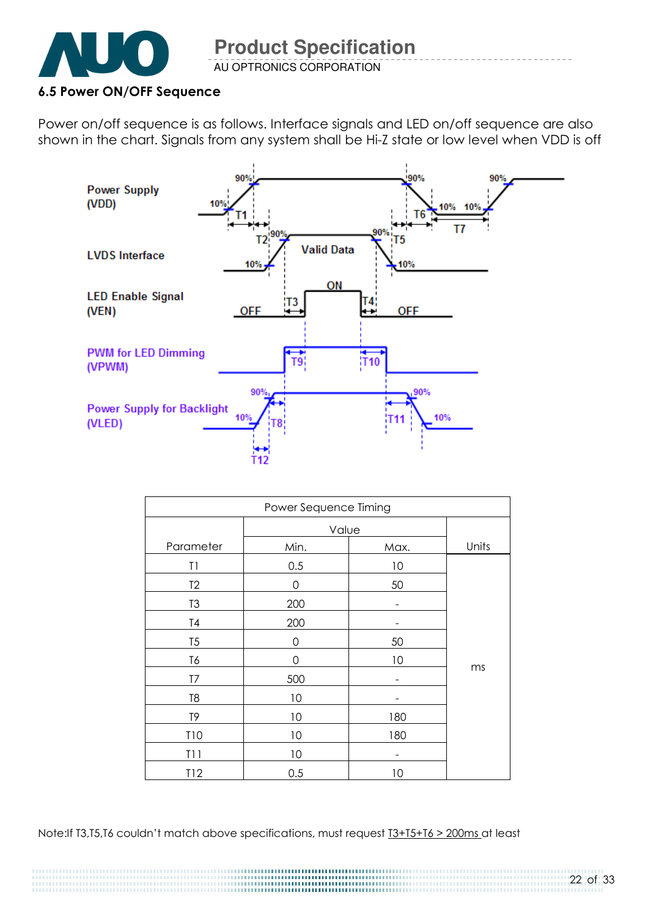## 6.5 Power ON/OFF Sequence

Power on/off sequence is as follows. Interface signals and LED on/off sequence are also shown in the chart. Signals from any system shall be Hi-Z state or low level when VDD is off

| Power Sequence Timing | | | |
|---|---|---|---|
| Parameter | Value | | Units |
| | Min. | Max. | |
| T1 | 0.5 | 10 | ms |
| T2 | 0 | 50 | |
| T3 | 200 | - | |
| T4 | 200 | - | |
| T5 | 0 | 50 | |
| T6 | 0 | 10 | |
| T7 | 500 | - | |
| T8 | 10 | - | |
| T9 | 10 | 180 | |
| T10 | 10 | 180 | |
| T11 | 10 | - | |
| T12 | 0.5 | 10 | |

Note:If T3,T5,T6 couldn't match above specifications, must request T3+T5+T6 > 200ms at least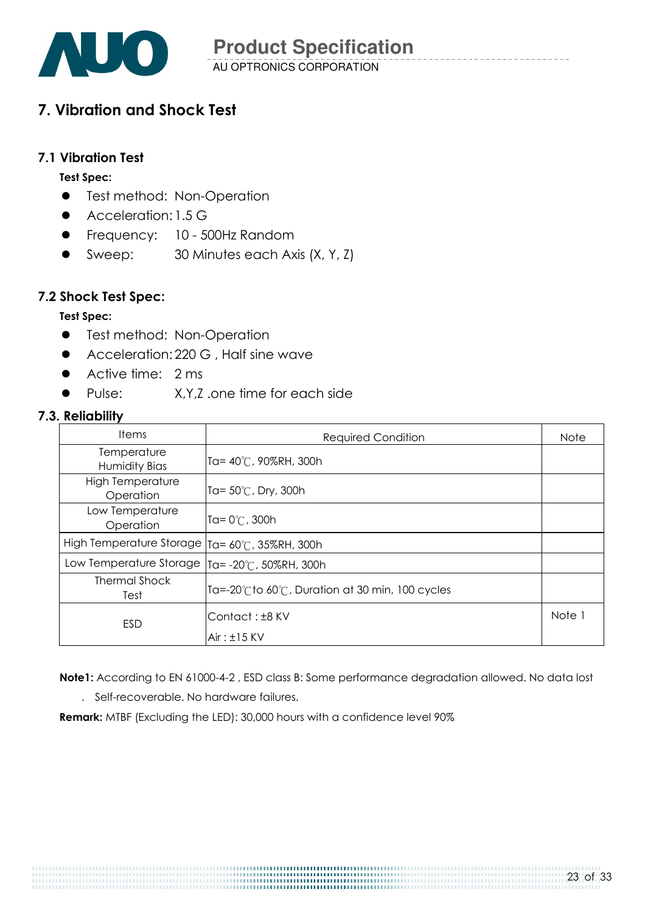## 7. Vibration and Shock Test

### 7.1 Vibration Test

**Test Spec:**

- Test method: Non-Operation
- Acceleration: 1.5 G
- Frequency: 10 - 500Hz Random
- Sweep: 30 Minutes each Axis (X, Y, Z)

### 7.2 Shock Test Spec:

**Test Spec:**

- Test method: Non-Operation
- Acceleration: 220 G , Half sine wave
- Active time: 2 ms
- Pulse: X,Y,Z .one time for each side

### 7.3. Reliability

| Items | Required Condition | Note |
|---|---|---|
| Temperature Humidity Bias | Ta= 40℃, 90%RH, 300h | |
| High Temperature Operation | Ta= 50℃, Dry, 300h | |
| Low Temperature Operation | Ta= 0℃, 300h | |
| High Temperature Storage | Ta= 60℃, 35%RH, 300h | |
| Low Temperature Storage | Ta= -20℃, 50%RH, 300h | |
| Thermal Shock Test | Ta=-20℃to 60℃, Duration at 30 min, 100 cycles | |
| ESD | Contact : ±8 KV<br>Air : ±15 KV | Note 1 |

**Note1:** According to EN 61000-4-2 , ESD class B: Some performance degradation allowed. No data lost . Self-recoverable. No hardware failures.

**Remark:** MTBF (Excluding the LED): 30,000 hours with a confidence level 90%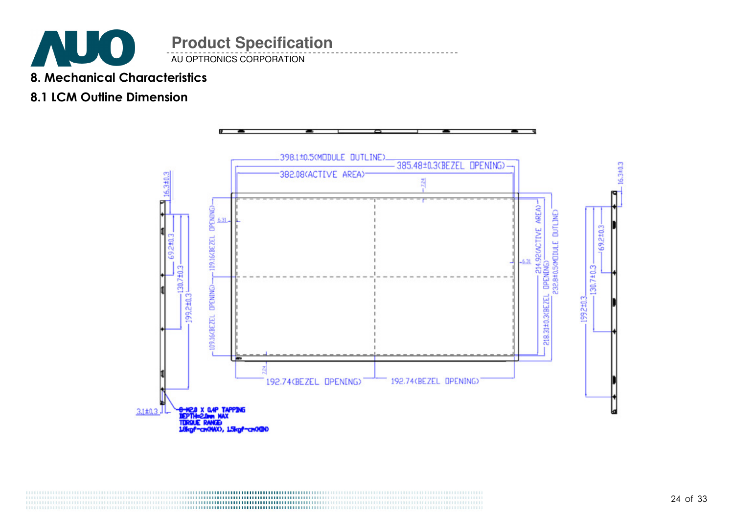## 8. Mechanical Characteristics

### 8.1 LCM Outline Dimension

398.1±0.5(MODULE OUTLINE)

385.48±0.3(BEZEL OPENING)

382.08(ACTIVE AREA)

7.24

6.31

16.3±0.3

69.2±0.3

130.7±0.3

199.2±0.3

109.16(BEZEL OPENING)

109.16(BEZEL OPENING)

214.92(ACTIVE AREA)

218.31±0.3(BEZEL OPENING)

232.8±0.5(MODULE OUTLINE)

192.74(BEZEL OPENING)

192.74(BEZEL OPENING)

3.1±0.3

8-M2.0 X 0.4P TAPPING
DEPTH=2.0mm MAX
TORQUE RANGE
1.8kgf-cm(MAX), 1.5kgf-cm(MIN)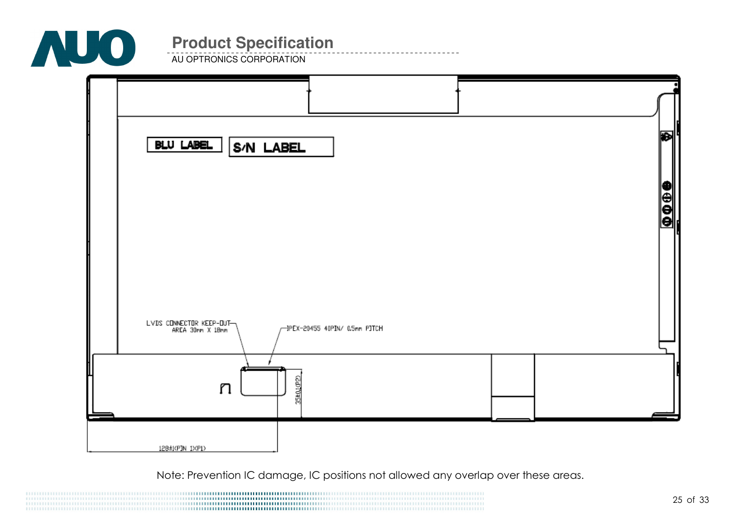BLU LABEL

S/N LABEL

LVDS CONNECTOR KEEP-OUT AREA 30mm X 18mm

IPEX-20455 40PIN/ 0.5mm PITCH

35±1(P2)

128±1(PIN 1XP1)

Note: Prevention IC damage, IC positions not allowed any overlap over these areas.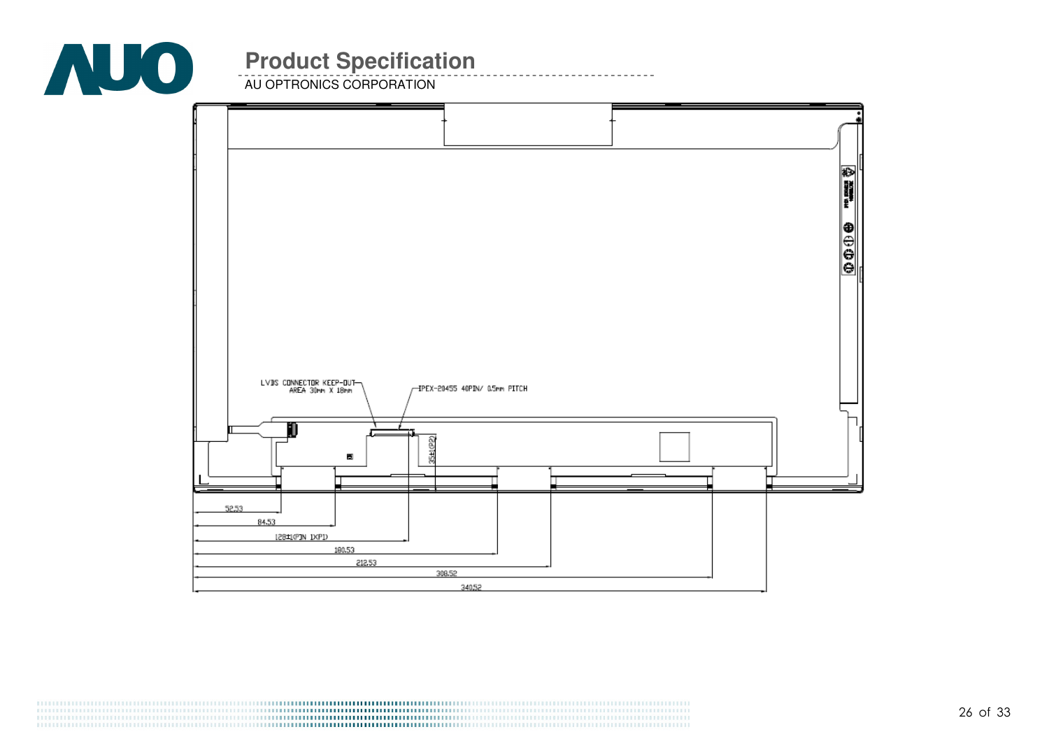LVDS CONNECTOR KEEP-OUT AREA 30mm X 18mm

IPEX-20455 40PIN/ 0.5mm PITCH

3.5±1(P2)

52.53

84.53

128±1(PIN 1XP1)

180.53

212.53

308.52

340.52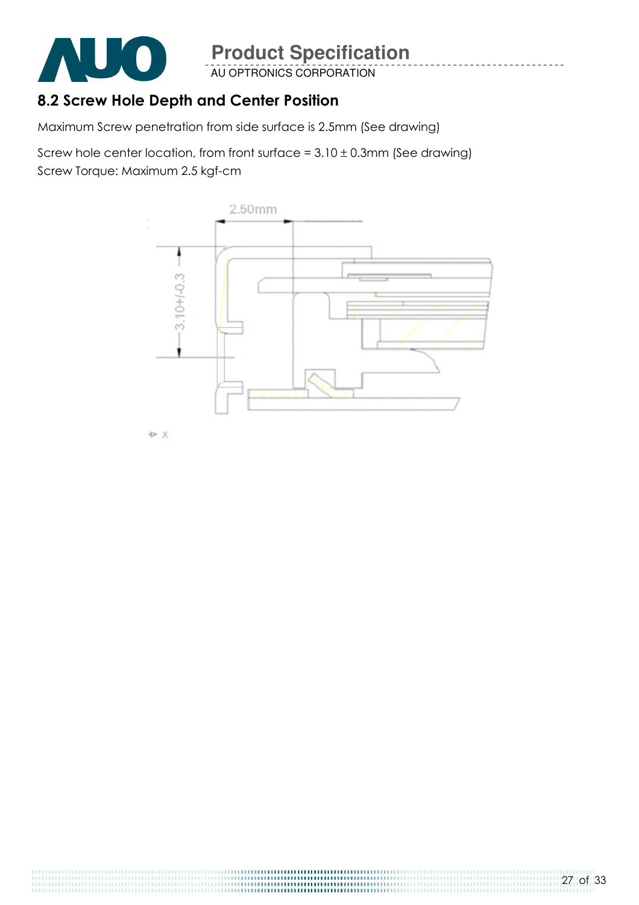## 8.2 Screw Hole Depth and Center Position

Maximum Screw penetration from side surface is 2.5mm (See drawing)

Screw hole center location, from front surface = 3.10 ± 0.3mm (See drawing)
Screw Torque: Maximum 2.5 kgf-cm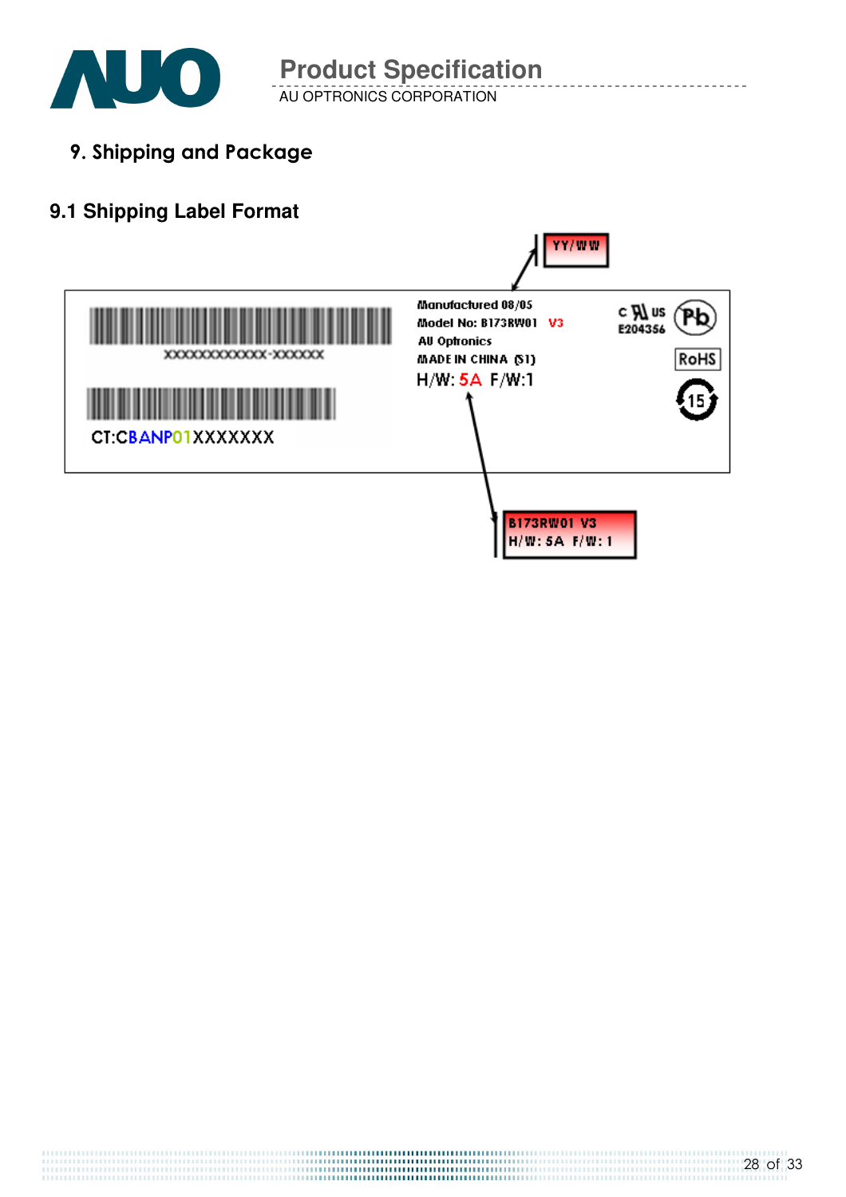## 9. Shipping and Package

### 9.1 Shipping Label Format

YY/WW

XXXXXXXXXXXX-XXXXXX

CT:CBANP01XXXXXXX

Manufactured 08/05
Model No: B173RW01 V3
AU Optronics
MADE IN CHINA (S1)
H/W: 5A F/W:1

c UL us
E204356

Pb

RoHS

15

B173RW01 V3
H/W: 5A F/W: 1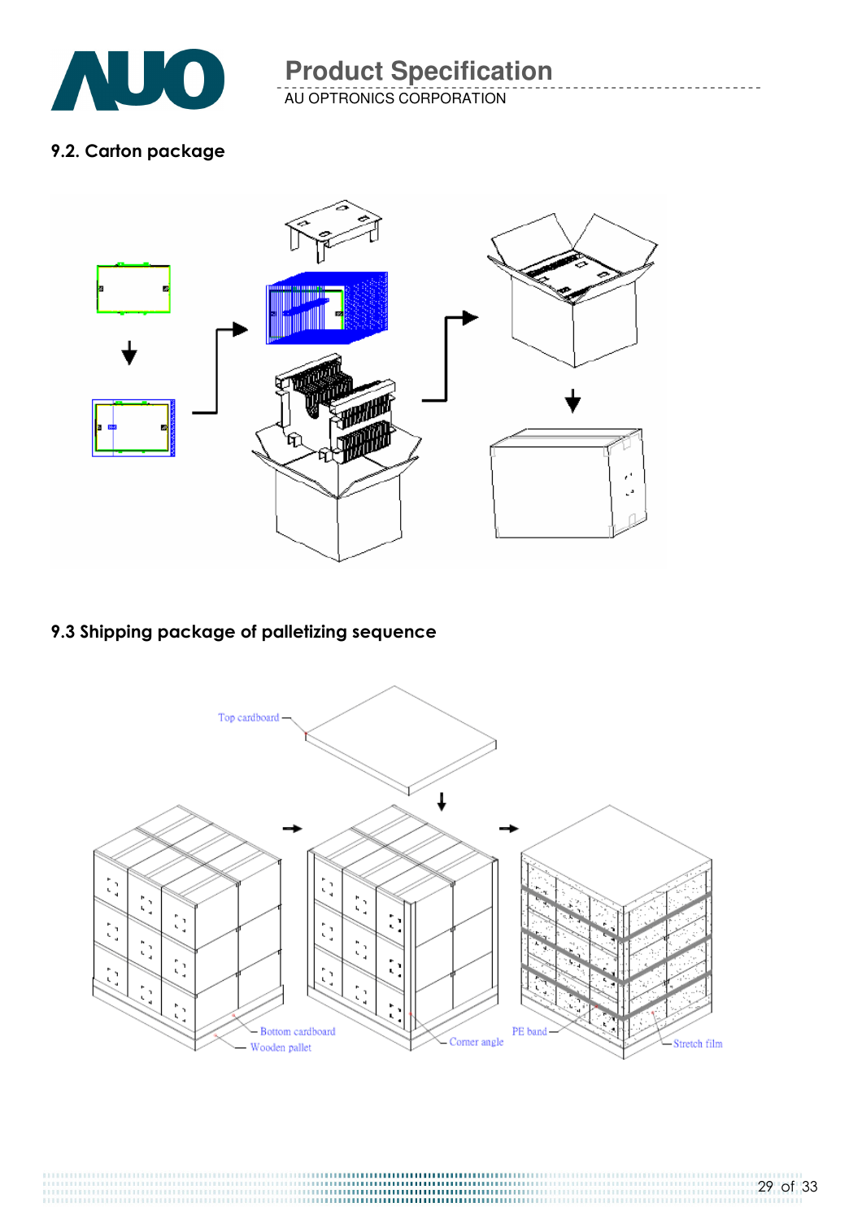## 9.2. Carton package

## 9.3 Shipping package of palletizing sequence

Top cardboard

Bottom cardboard

Wooden pallet

Corner angle

PE band

Stretch film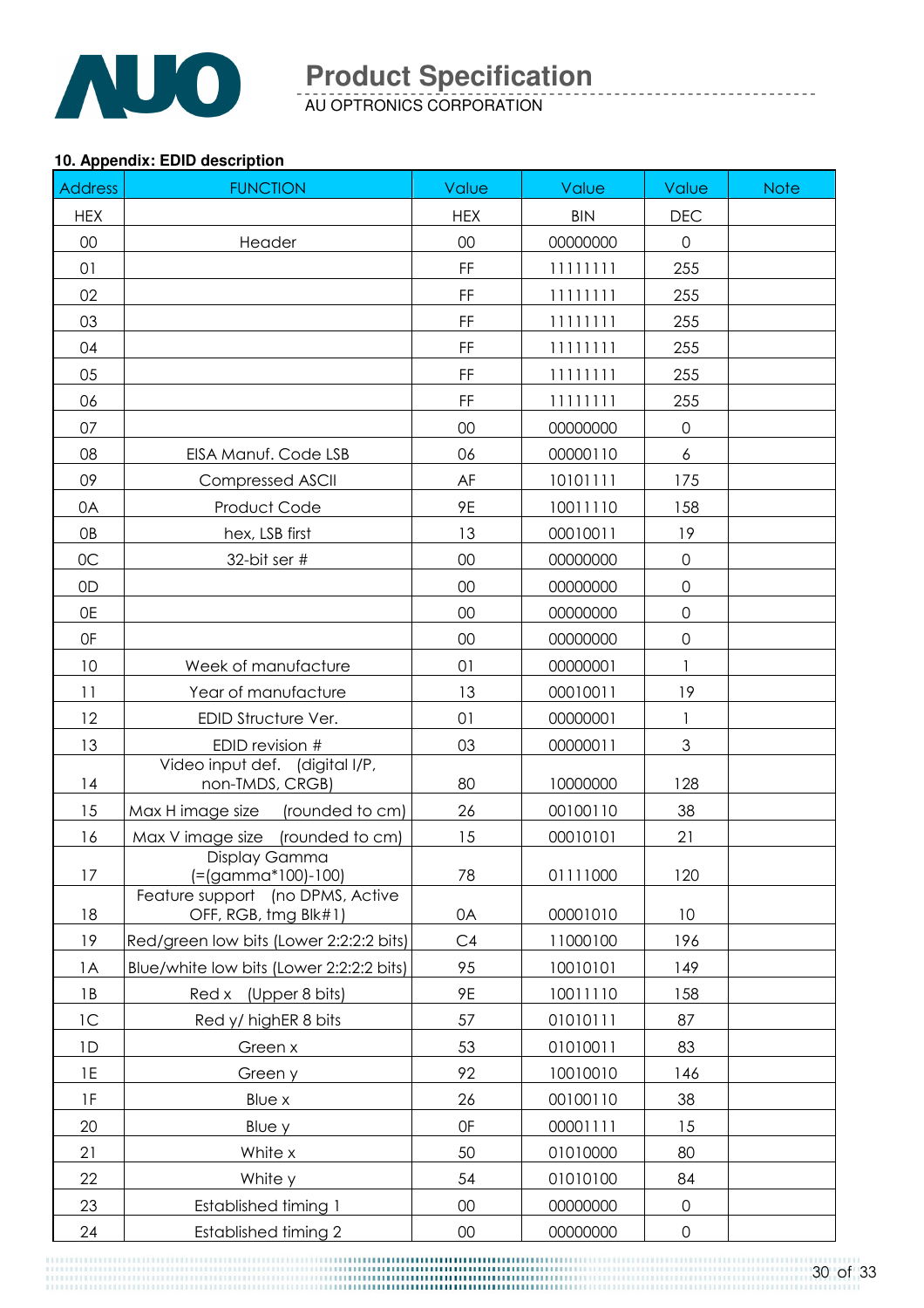### 10. Appendix: EDID description

| Address | FUNCTION | Value | Value | Value | Note |
|---|---|---|---|---|---|
| HEX | | HEX | BIN | DEC | |
| 00 | Header | 00 | 00000000 | 0 | |
| 01 | | FF | 11111111 | 255 | |
| 02 | | FF | 11111111 | 255 | |
| 03 | | FF | 11111111 | 255 | |
| 04 | | FF | 11111111 | 255 | |
| 05 | | FF | 11111111 | 255 | |
| 06 | | FF | 11111111 | 255 | |
| 07 | | 00 | 00000000 | 0 | |
| 08 | EISA Manuf. Code LSB | 06 | 00000110 | 6 | |
| 09 | Compressed ASCII | AF | 10101111 | 175 | |
| 0A | Product Code | 9E | 10011110 | 158 | |
| 0B | hex, LSB first | 13 | 00010011 | 19 | |
| 0C | 32-bit ser # | 00 | 00000000 | 0 | |
| 0D | | 00 | 00000000 | 0 | |
| 0E | | 00 | 00000000 | 0 | |
| 0F | | 00 | 00000000 | 0 | |
| 10 | Week of manufacture | 01 | 00000001 | 1 | |
| 11 | Year of manufacture | 13 | 00010011 | 19 | |
| 12 | EDID Structure Ver. | 01 | 00000001 | 1 | |
| 13 | EDID revision # | 03 | 00000011 | 3 | |
| 14 | Video input def. (digital I/P, non-TMDS, CRGB) | 80 | 10000000 | 128 | |
| 15 | Max H image size (rounded to cm) | 26 | 00100110 | 38 | |
| 16 | Max V image size (rounded to cm) | 15 | 00010101 | 21 | |
| 17 | Display Gamma (=(gamma*100)-100) | 78 | 01111000 | 120 | |
| 18 | Feature support (no DPMS, Active OFF, RGB, tmg Blk#1) | 0A | 00001010 | 10 | |
| 19 | Red/green low bits (Lower 2:2:2:2 bits) | C4 | 11000100 | 196 | |
| 1A | Blue/white low bits (Lower 2:2:2:2 bits) | 95 | 10010101 | 149 | |
| 1B | Red x (Upper 8 bits) | 9E | 10011110 | 158 | |
| 1C | Red y/ highER 8 bits | 57 | 01010111 | 87 | |
| 1D | Green x | 53 | 01010011 | 83 | |
| 1E | Green y | 92 | 10010010 | 146 | |
| 1F | Blue x | 26 | 00100110 | 38 | |
| 20 | Blue y | 0F | 00001111 | 15 | |
| 21 | White x | 50 | 01010000 | 80 | |
| 22 | White y | 54 | 01010100 | 84 | |
| 23 | Established timing 1 | 00 | 00000000 | 0 | |
| 24 | Established timing 2 | 00 | 00000000 | 0 | |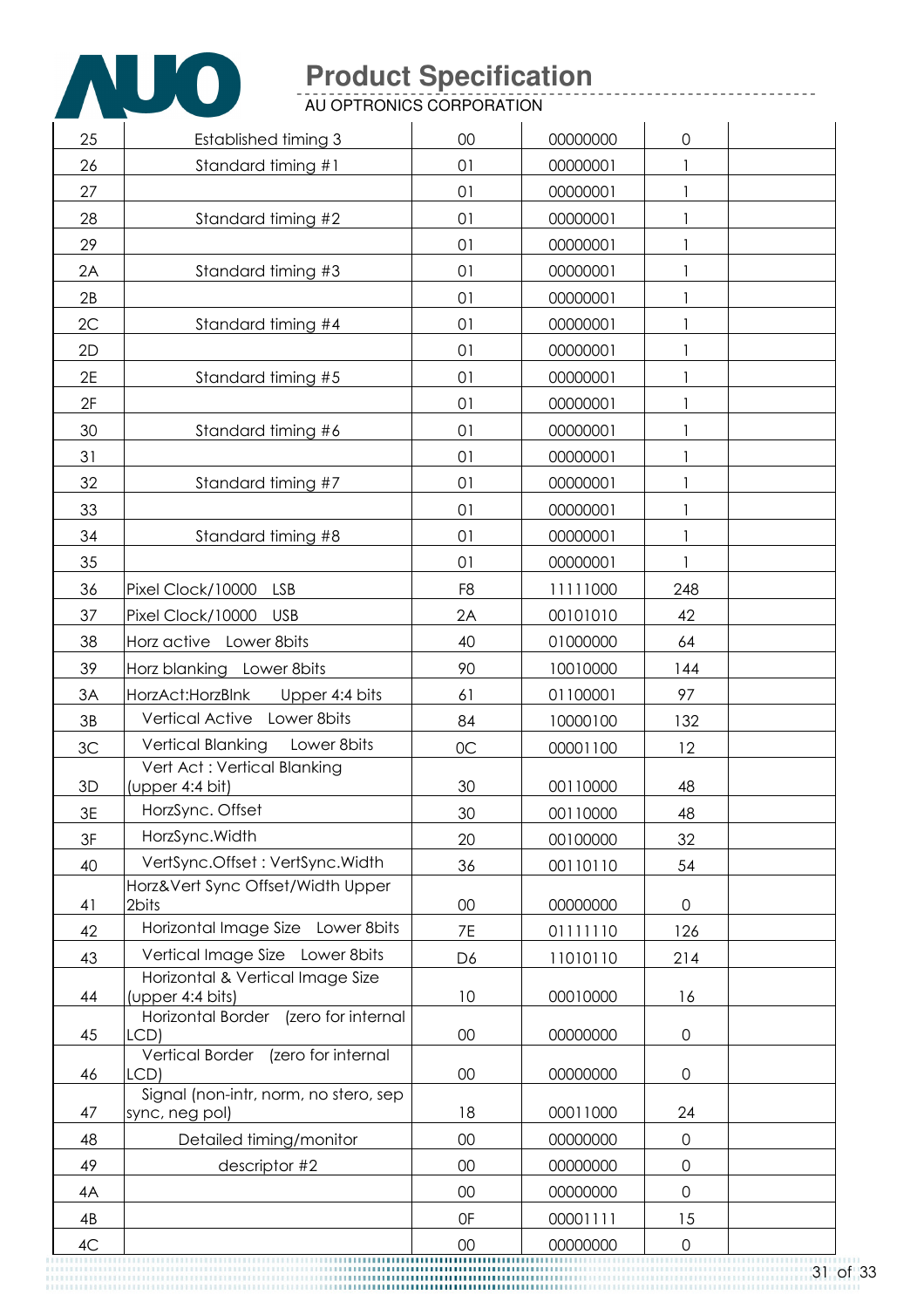| 25 | Established timing 3 | 00 | 00000000 | 0 | |
|---|---|---|---|---|---|
| 26 | Standard timing #1 | 01 | 00000001 | 1 | |
| 27 | | 01 | 00000001 | 1 | |
| 28 | Standard timing #2 | 01 | 00000001 | 1 | |
| 29 | | 01 | 00000001 | 1 | |
| 2A | Standard timing #3 | 01 | 00000001 | 1 | |
| 2B | | 01 | 00000001 | 1 | |
| 2C | Standard timing #4 | 01 | 00000001 | 1 | |
| 2D | | 01 | 00000001 | 1 | |
| 2E | Standard timing #5 | 01 | 00000001 | 1 | |
| 2F | | 01 | 00000001 | 1 | |
| 30 | Standard timing #6 | 01 | 00000001 | 1 | |
| 31 | | 01 | 00000001 | 1 | |
| 32 | Standard timing #7 | 01 | 00000001 | 1 | |
| 33 | | 01 | 00000001 | 1 | |
| 34 | Standard timing #8 | 01 | 00000001 | 1 | |
| 35 | | 01 | 00000001 | 1 | |
| 36 | Pixel Clock/10000 LSB | F8 | 11111000 | 248 | |
| 37 | Pixel Clock/10000 USB | 2A | 00101010 | 42 | |
| 38 | Horz active Lower 8bits | 40 | 01000000 | 64 | |
| 39 | Horz blanking Lower 8bits | 90 | 10010000 | 144 | |
| 3A | HorzAct:HorzBlnk Upper 4:4 bits | 61 | 01100001 | 97 | |
| 3B | Vertical Active Lower 8bits | 84 | 10000100 | 132 | |
| 3C | Vertical Blanking Lower 8bits | 0C | 00001100 | 12 | |
| 3D | Vert Act : Vertical Blanking (upper 4:4 bit) | 30 | 00110000 | 48 | |
| 3E | HorzSync. Offset | 30 | 00110000 | 48 | |
| 3F | HorzSync.Width | 20 | 00100000 | 32 | |
| 40 | VertSync.Offset : VertSync.Width | 36 | 00110110 | 54 | |
| 41 | Horz&Vert Sync Offset/Width Upper 2bits | 00 | 00000000 | 0 | |
| 42 | Horizontal Image Size Lower 8bits | 7E | 01111110 | 126 | |
| 43 | Vertical Image Size Lower 8bits | D6 | 11010110 | 214 | |
| 44 | Horizontal & Vertical Image Size (upper 4:4 bits) | 10 | 00010000 | 16 | |
| 45 | Horizontal Border (zero for internal LCD) | 00 | 00000000 | 0 | |
| 46 | Vertical Border (zero for internal LCD) | 00 | 00000000 | 0 | |
| 47 | Signal (non-intr, norm, no stero, sep sync, neg pol) | 18 | 00011000 | 24 | |
| 48 | Detailed timing/monitor | 00 | 00000000 | 0 | |
| 49 | descriptor #2 | 00 | 00000000 | 0 | |
| 4A | | 00 | 00000000 | 0 | |
| 4B | | 0F | 00001111 | 15 | |
| 4C | | 00 | 00000000 | 0 | |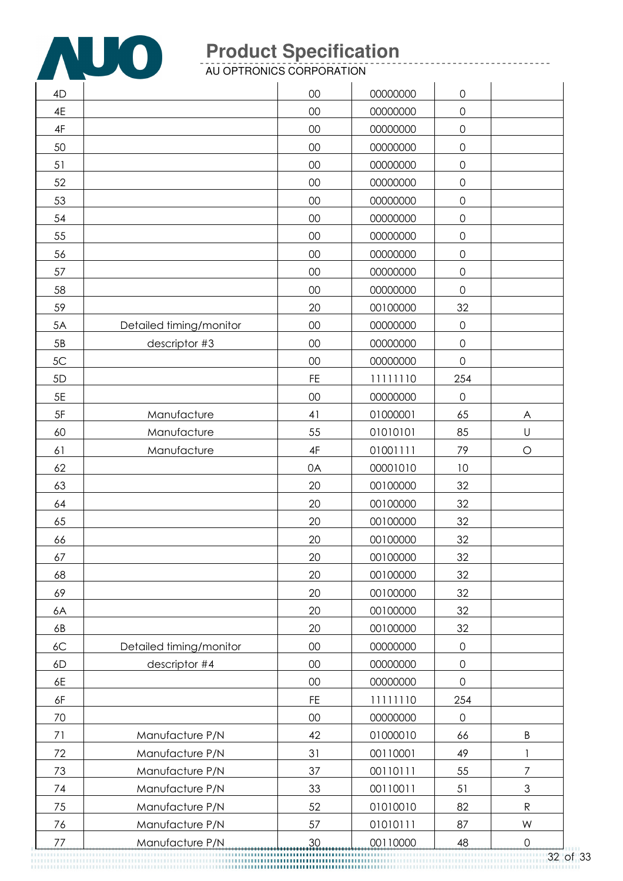| | | | | | |
|---|---|---|---|---|---|
| 4D | | 00 | 00000000 | 0 | |
| 4E | | 00 | 00000000 | 0 | |
| 4F | | 00 | 00000000 | 0 | |
| 50 | | 00 | 00000000 | 0 | |
| 51 | | 00 | 00000000 | 0 | |
| 52 | | 00 | 00000000 | 0 | |
| 53 | | 00 | 00000000 | 0 | |
| 54 | | 00 | 00000000 | 0 | |
| 55 | | 00 | 00000000 | 0 | |
| 56 | | 00 | 00000000 | 0 | |
| 57 | | 00 | 00000000 | 0 | |
| 58 | | 00 | 00000000 | 0 | |
| 59 | | 20 | 00100000 | 32 | |
| 5A | Detailed timing/monitor | 00 | 00000000 | 0 | |
| 5B | descriptor #3 | 00 | 00000000 | 0 | |
| 5C | | 00 | 00000000 | 0 | |
| 5D | | FE | 11111110 | 254 | |
| 5E | | 00 | 00000000 | 0 | |
| 5F | Manufacture | 41 | 01000001 | 65 | A |
| 60 | Manufacture | 55 | 01010101 | 85 | U |
| 61 | Manufacture | 4F | 01001111 | 79 | O |
| 62 | | 0A | 00001010 | 10 | |
| 63 | | 20 | 00100000 | 32 | |
| 64 | | 20 | 00100000 | 32 | |
| 65 | | 20 | 00100000 | 32 | |
| 66 | | 20 | 00100000 | 32 | |
| 67 | | 20 | 00100000 | 32 | |
| 68 | | 20 | 00100000 | 32 | |
| 69 | | 20 | 00100000 | 32 | |
| 6A | | 20 | 00100000 | 32 | |
| 6B | | 20 | 00100000 | 32 | |
| 6C | Detailed timing/monitor | 00 | 00000000 | 0 | |
| 6D | descriptor #4 | 00 | 00000000 | 0 | |
| 6E | | 00 | 00000000 | 0 | |
| 6F | | FE | 11111110 | 254 | |
| 70 | | 00 | 00000000 | 0 | |
| 71 | Manufacture P/N | 42 | 01000010 | 66 | B |
| 72 | Manufacture P/N | 31 | 00110001 | 49 | 1 |
| 73 | Manufacture P/N | 37 | 00110111 | 55 | 7 |
| 74 | Manufacture P/N | 33 | 00110011 | 51 | 3 |
| 75 | Manufacture P/N | 52 | 01010010 | 82 | R |
| 76 | Manufacture P/N | 57 | 01010111 | 87 | W |
| 77 | Manufacture P/N | 30 | 00110000 | 48 | 0 |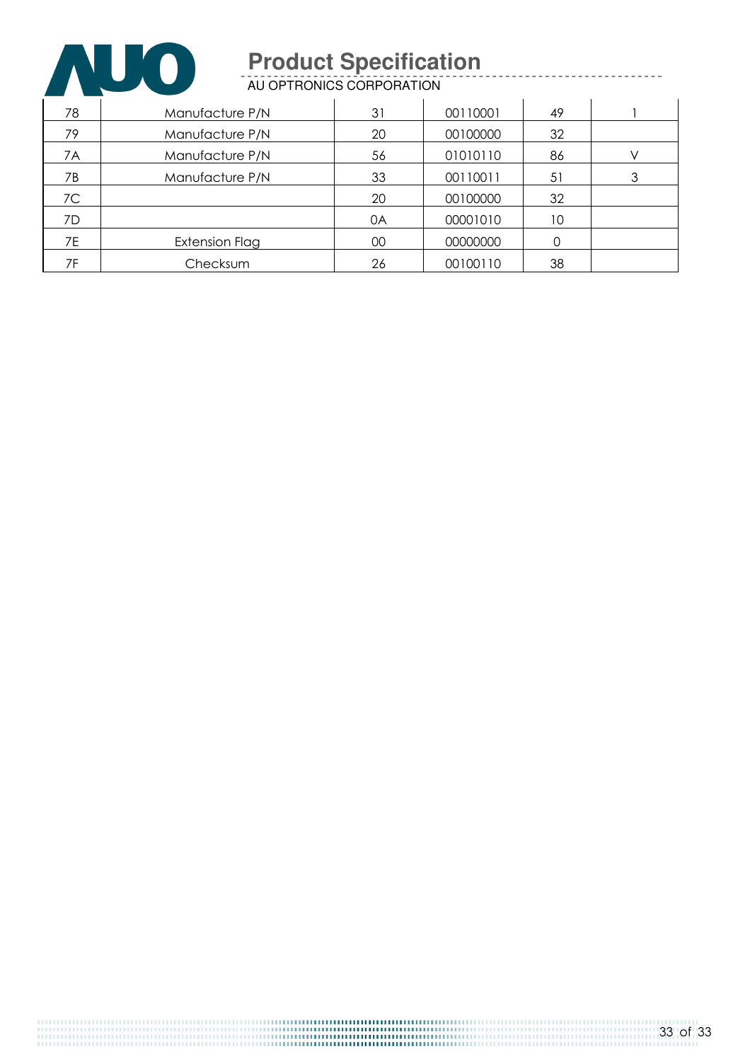| | | | | | |
|---|---|---|---|---|---|
| 78 | Manufacture P/N | 31 | 00110001 | 49 | 1 |
| 79 | Manufacture P/N | 20 | 00100000 | 32 | |
| 7A | Manufacture P/N | 56 | 01010110 | 86 | V |
| 7B | Manufacture P/N | 33 | 00110011 | 51 | 3 |
| 7C | | 20 | 00100000 | 32 | |
| 7D | | 0A | 00001010 | 10 | |
| 7E | Extension Flag | 00 | 00000000 | 0 | |
| 7F | Checksum | 26 | 00100110 | 38 | |